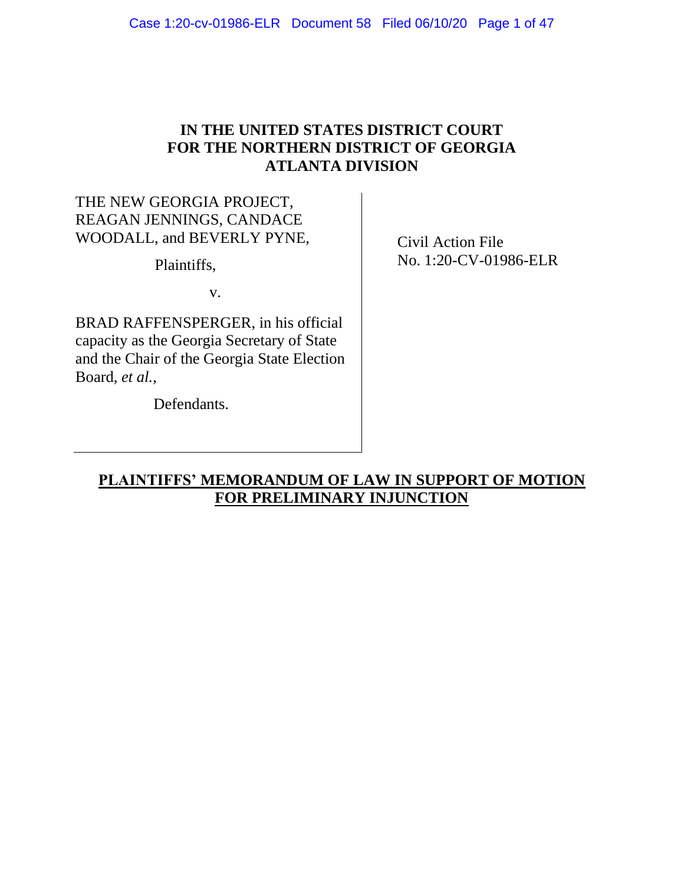**IN THE UNITED STATES DISTRICT COURT**
**FOR THE NORTHERN DISTRICT OF GEORGIA**
**ATLANTA DIVISION**

| | |
|---|---|
| THE NEW GEORGIA PROJECT, REAGAN JENNINGS, CANDACE WOODALL, and BEVERLY PYNE,<br><br>Plaintiffs,<br><br>v.<br><br>BRAD RAFFENSPERGER, in his official capacity as the Georgia Secretary of State and the Chair of the Georgia State Election Board, *et al.*,<br><br>Defendants. | Civil Action File<br>No. 1:20-CV-01986-ELR |

**PLAINTIFFS' MEMORANDUM OF LAW IN SUPPORT OF MOTION FOR PRELIMINARY INJUNCTION**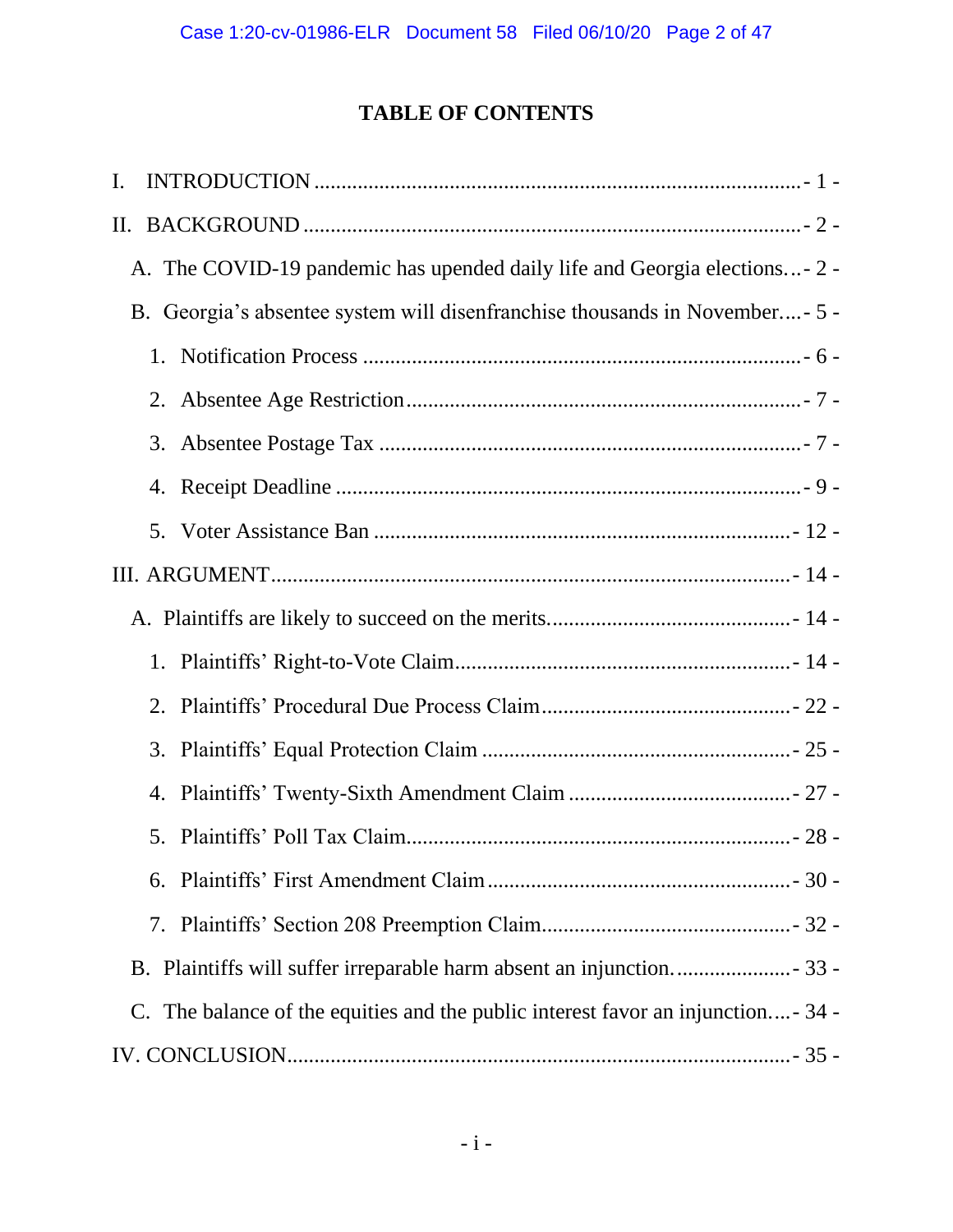# TABLE OF CONTENTS

I. INTRODUCTION ........................................................................................ - 1 -

II. BACKGROUND ........................................................................................ - 2 -

A. The COVID-19 pandemic has upended daily life and Georgia elections... - 2 -

B. Georgia's absentee system will disenfranchise thousands in November.... - 5 -

1. Notification Process ................................................................................ - 6 -

2. Absentee Age Restriction ........................................................................ - 7 -

3. Absentee Postage Tax .............................................................................. - 7 -

4. Receipt Deadline ..................................................................................... - 9 -

5. Voter Assistance Ban ............................................................................. - 12 -

III. ARGUMENT ............................................................................................ - 14 -

A. Plaintiffs are likely to succeed on the merits. .......................................... - 14 -

1. Plaintiffs' Right-to-Vote Claim ............................................................. - 14 -

2. Plaintiffs' Procedural Due Process Claim ............................................. - 22 -

3. Plaintiffs' Equal Protection Claim ........................................................ - 25 -

4. Plaintiffs' Twenty-Sixth Amendment Claim ........................................ - 27 -

5. Plaintiffs' Poll Tax Claim ...................................................................... - 28 -

6. Plaintiffs' First Amendment Claim ....................................................... - 30 -

7. Plaintiffs' Section 208 Preemption Claim ............................................. - 32 -

B. Plaintiffs will suffer irreparable harm absent an injunction. .................... - 33 -

C. The balance of the equities and the public interest favor an injunction.... - 34 -

IV. CONCLUSION ......................................................................................... - 35 -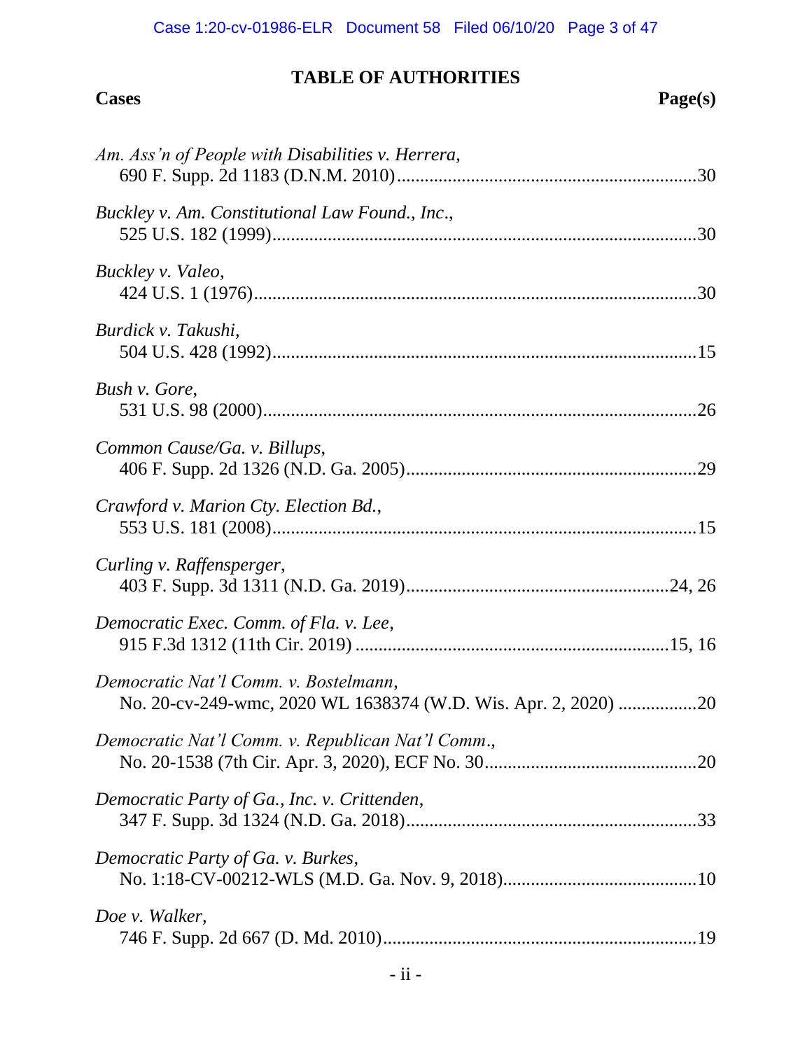## TABLE OF AUTHORITIES

**Cases** **Page(s)**

*Am. Ass'n of People with Disabilities v. Herrera*,
690 F. Supp. 2d 1183 (D.N.M. 2010)....................................................................30

*Buckley v. Am. Constitutional Law Found., Inc*.,
525 U.S. 182 (1999)...........................................................................................30

*Buckley v. Valeo*,
424 U.S. 1 (1976)...............................................................................................30

*Burdick v. Takushi*,
504 U.S. 428 (1992)...........................................................................................15

*Bush v. Gore*,
531 U.S. 98 (2000).............................................................................................26

*Common Cause/Ga. v. Billups*,
406 F. Supp. 2d 1326 (N.D. Ga. 2005)...............................................................29

*Crawford v. Marion Cty. Election Bd.*,
553 U.S. 181 (2008)...........................................................................................15

*Curling v. Raffensperger*,
403 F. Supp. 3d 1311 (N.D. Ga. 2019)........................................................24, 26

*Democratic Exec. Comm. of Fla. v. Lee*,
915 F.3d 1312 (11th Cir. 2019) ....................................................................15, 16

*Democratic Nat'l Comm. v. Bostelmann*,
No. 20-cv-249-wmc, 2020 WL 1638374 (W.D. Wis. Apr. 2, 2020) .................20

*Democratic Nat'l Comm. v. Republican Nat'l Comm*.,
No. 20-1538 (7th Cir. Apr. 3, 2020), ECF No. 30...............................................20

*Democratic Party of Ga., Inc. v. Crittenden*,
347 F. Supp. 3d 1324 (N.D. Ga. 2018)...............................................................33

*Democratic Party of Ga. v. Burkes*,
No. 1:18-CV-00212-WLS (M.D. Ga. Nov. 9, 2018)..........................................10

*Doe v. Walker*,
746 F. Supp. 2d 667 (D. Md. 2010)....................................................................19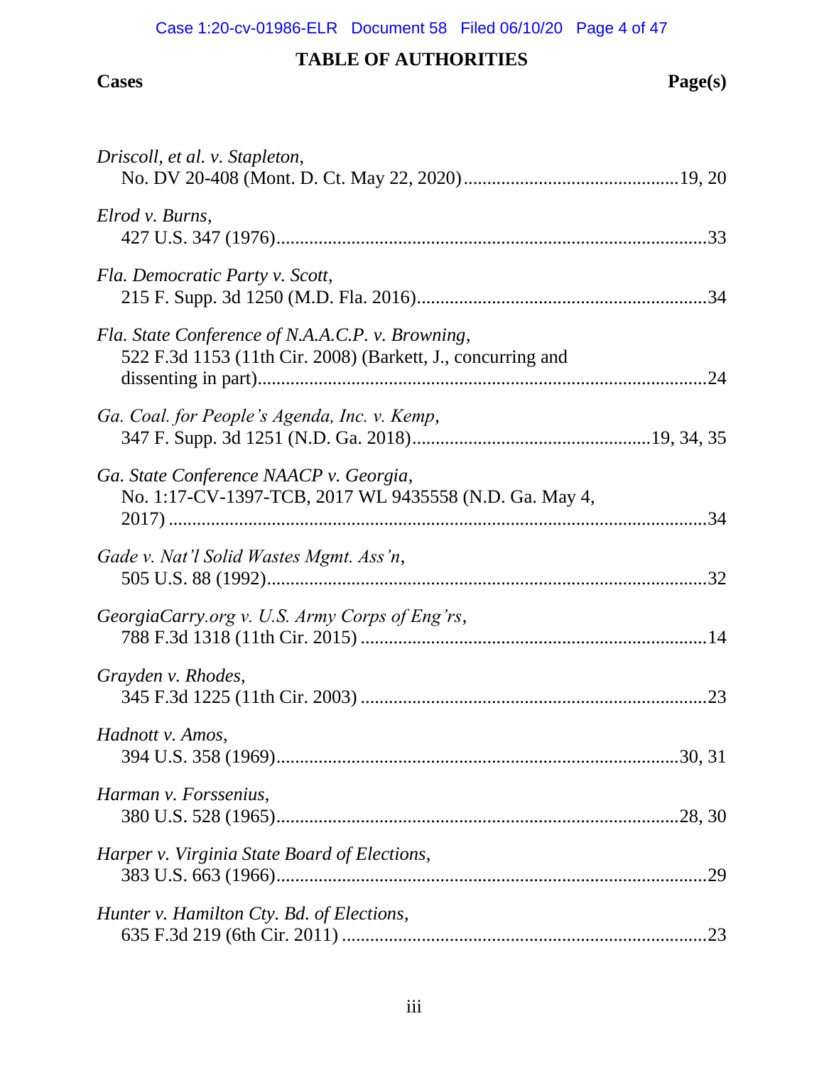# TABLE OF AUTHORITIES

**Cases** **Page(s)**

*Driscoll, et al. v. Stapleton*,
No. DV 20-408 (Mont. D. Ct. May 22, 2020) ............................................19, 20

*Elrod v. Burns*,
427 U.S. 347 (1976)..........................................................................................33

*Fla. Democratic Party v. Scott*,
215 F. Supp. 3d 1250 (M.D. Fla. 2016).............................................................34

*Fla. State Conference of N.A.A.C.P. v. Browning*,
522 F.3d 1153 (11th Cir. 2008) (Barkett, J., concurring and dissenting in part)...............................................................................................24

*Ga. Coal. for People's Agenda, Inc. v. Kemp*,
347 F. Supp. 3d 1251 (N.D. Ga. 2018)..................................................19, 34, 35

*Ga. State Conference NAACP v. Georgia*,
No. 1:17-CV-1397-TCB, 2017 WL 9435558 (N.D. Ga. May 4, 2017) ..................................................................................................................34

*Gade v. Nat'l Solid Wastes Mgmt. Ass'n*,
505 U.S. 88 (1992).............................................................................................32

*GeorgiaCarry.org v. U.S. Army Corps of Eng'rs*,
788 F.3d 1318 (11th Cir. 2015) .........................................................................14

*Grayden v. Rhodes*,
345 F.3d 1225 (11th Cir. 2003) .........................................................................23

*Hadnott v. Amos*,
394 U.S. 358 (1969).....................................................................................30, 31

*Harman v. Forssenius*,
380 U.S. 528 (1965).....................................................................................28, 30

*Harper v. Virginia State Board of Elections*,
383 U.S. 663 (1966)..........................................................................................29

*Hunter v. Hamilton Cty. Bd. of Elections*,
635 F.3d 219 (6th Cir. 2011) .............................................................................23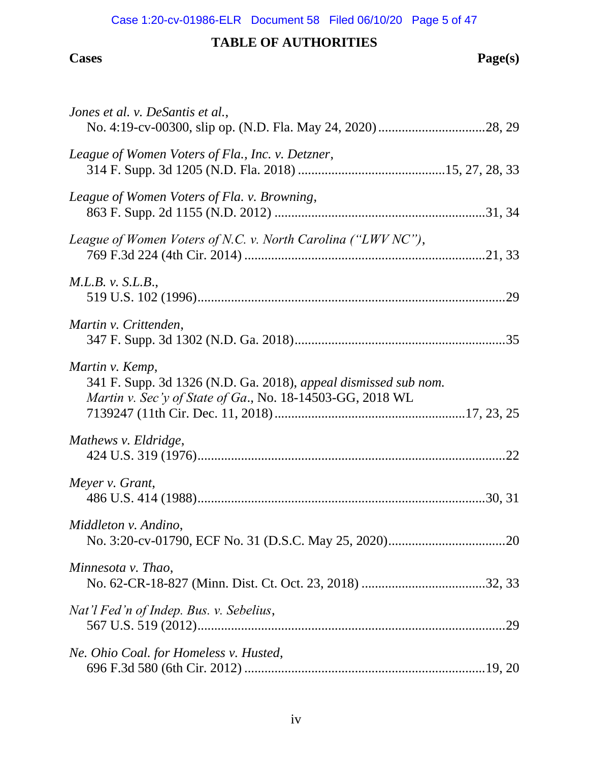## TABLE OF AUTHORITIES

**Cases** **Page(s)**

*Jones et al. v. DeSantis et al.*,
No. 4:19-cv-00300, slip op. (N.D. Fla. May 24, 2020) ................................28, 29

*League of Women Voters of Fla., Inc. v. Detzner*,
314 F. Supp. 3d 1205 (N.D. Fla. 2018) ............................................15, 27, 28, 33

*League of Women Voters of Fla. v. Browning*,
863 F. Supp. 2d 1155 (N.D. 2012) ...............................................................31, 34

*League of Women Voters of N.C. v. North Carolina ("LWV NC")*,
769 F.3d 224 (4th Cir. 2014) ........................................................................21, 33

*M.L.B. v. S.L.B.*,
519 U.S. 102 (1996)............................................................................................29

*Martin v. Crittenden*,
347 F. Supp. 3d 1302 (N.D. Ga. 2018)...............................................................35

*Martin v. Kemp*,
341 F. Supp. 3d 1326 (N.D. Ga. 2018), *appeal dismissed sub nom. Martin v. Sec'y of State of Ga*., No. 18-14503-GG, 2018 WL 7139247 (11th Cir. Dec. 11, 2018)........................................................17, 23, 25

*Mathews v. Eldridge*,
424 U.S. 319 (1976)............................................................................................22

*Meyer v. Grant*,
486 U.S. 414 (1988)......................................................................................30, 31

*Middleton v. Andino*,
No. 3:20-cv-01790, ECF No. 31 (D.S.C. May 25, 2020)..................................20

*Minnesota v. Thao*,
No. 62-CR-18-827 (Minn. Dist. Ct. Oct. 23, 2018) .....................................32, 33

*Nat'l Fed'n of Indep. Bus. v. Sebelius*,
567 U.S. 519 (2012)............................................................................................29

*Ne. Ohio Coal. for Homeless v. Husted*,
696 F.3d 580 (6th Cir. 2012) ........................................................................19, 20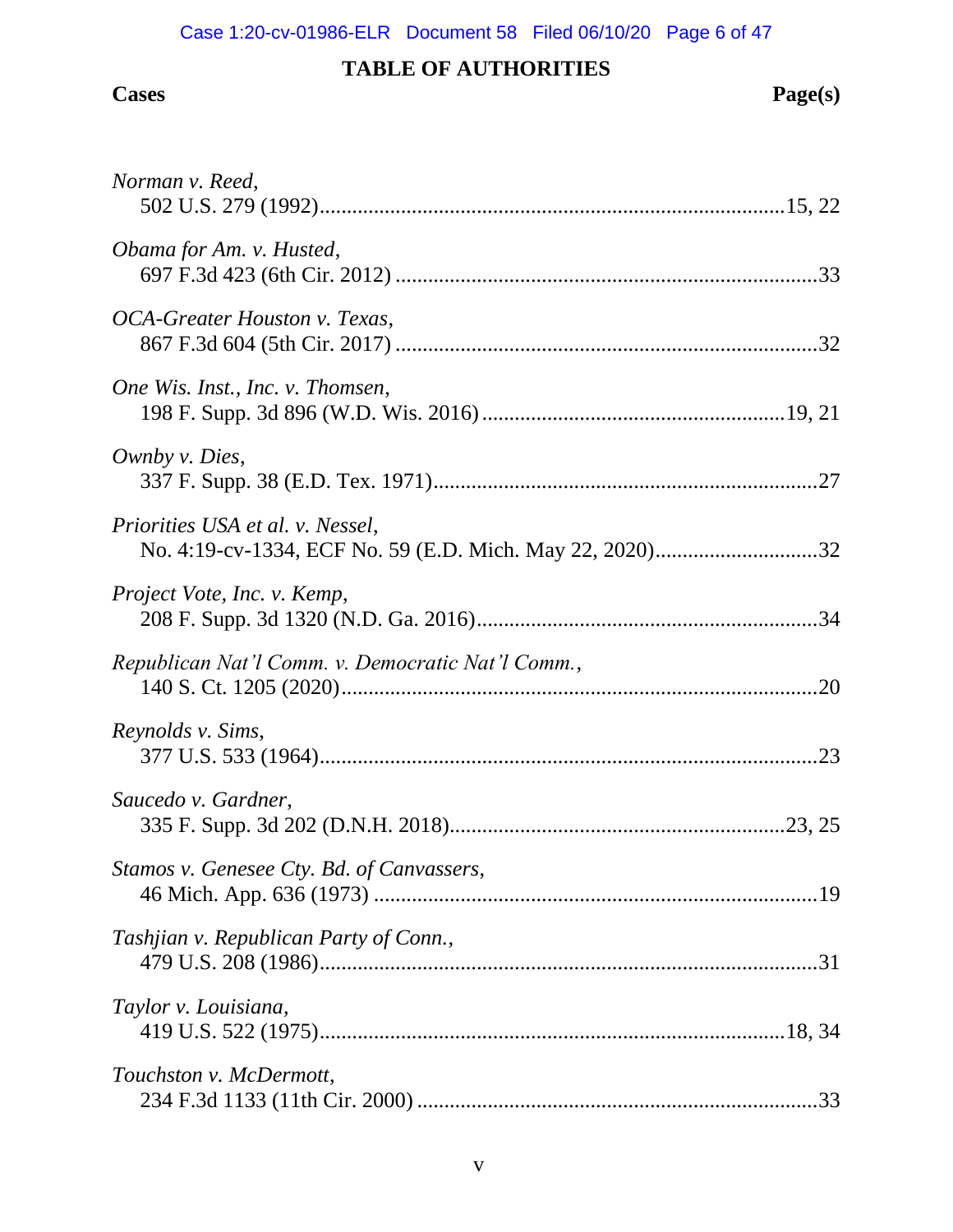## TABLE OF AUTHORITIES

**Cases** **Page(s)**

*Norman v. Reed*,
502 U.S. 279 (1992)....................................................................................15, 22

*Obama for Am. v. Husted*,
697 F.3d 423 (6th Cir. 2012) ...........................................................................33

*OCA-Greater Houston v. Texas*,
867 F.3d 604 (5th Cir. 2017) ...........................................................................32

*One Wis. Inst., Inc. v. Thomsen*,
198 F. Supp. 3d 896 (W.D. Wis. 2016) .......................................................19, 21

*Ownby v. Dies*,
337 F. Supp. 38 (E.D. Tex. 1971)....................................................................27

*Priorities USA et al. v. Nessel*,
No. 4:19-cv-1334, ECF No. 59 (E.D. Mich. May 22, 2020).............................32

*Project Vote, Inc. v. Kemp*,
208 F. Supp. 3d 1320 (N.D. Ga. 2016).............................................................34

*Republican Nat'l Comm. v. Democratic Nat'l Comm.*,
140 S. Ct. 1205 (2020).....................................................................................20

*Reynolds v. Sims*,
377 U.S. 533 (1964).........................................................................................23

*Saucedo v. Gardner*,
335 F. Supp. 3d 202 (D.N.H. 2018)...........................................................23, 25

*Stamos v. Genesee Cty. Bd. of Canvassers*,
46 Mich. App. 636 (1973) ...............................................................................19

*Tashjian v. Republican Party of Conn.*,
479 U.S. 208 (1986).........................................................................................31

*Taylor v. Louisiana*,
419 U.S. 522 (1975)...................................................................................18, 34

*Touchston v. McDermott*,
234 F.3d 1133 (11th Cir. 2000) .......................................................................33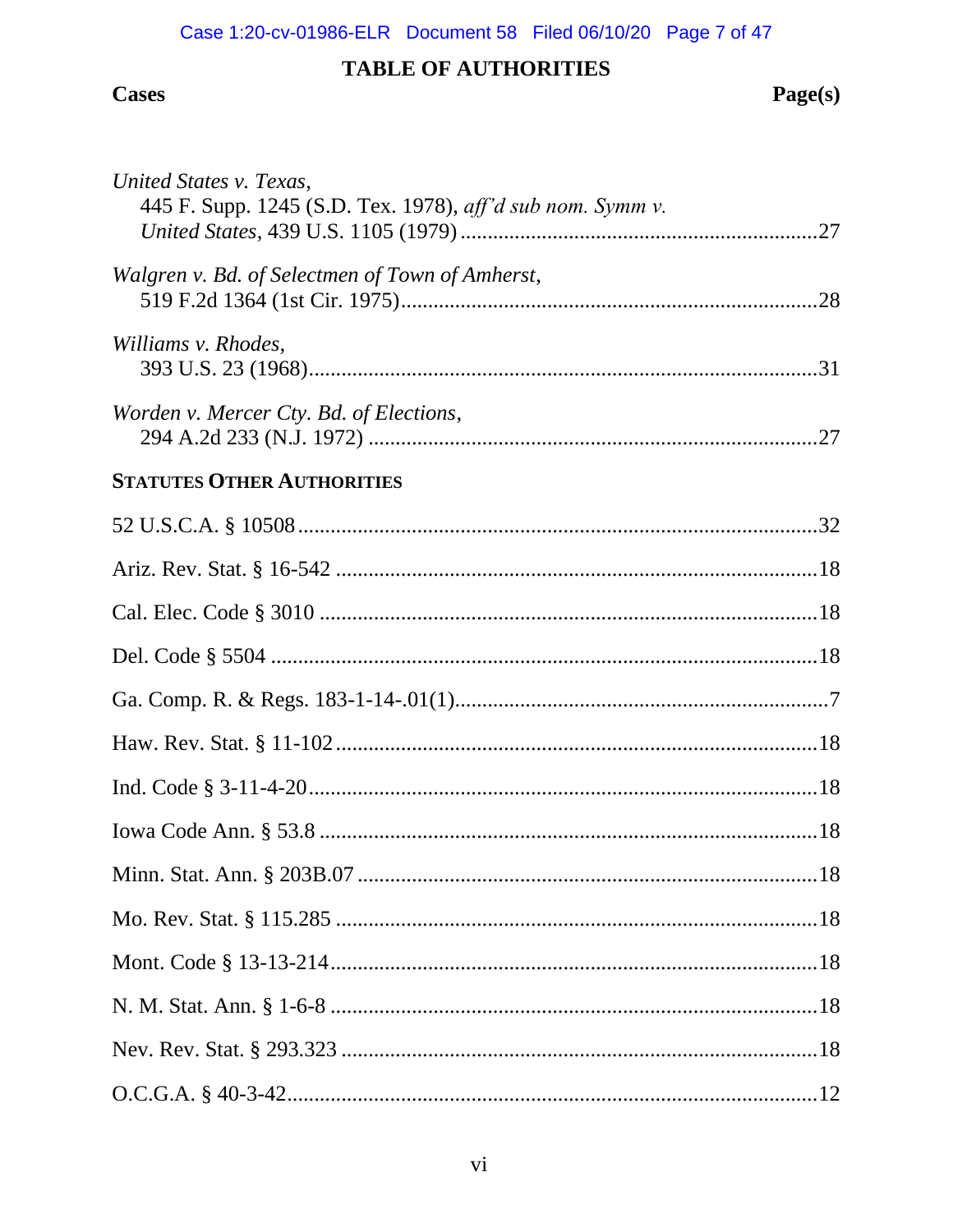## TABLE OF AUTHORITIES

**Cases** **Page(s)**

*United States v. Texas*,
445 F. Supp. 1245 (S.D. Tex. 1978), *aff'd sub nom. Symm v. United States*, 439 U.S. 1105 (1979) ....................27

*Walgren v. Bd. of Selectmen of Town of Amherst*,
519 F.2d 1364 (1st Cir. 1975)....................28

*Williams v. Rhodes*,
393 U.S. 23 (1968)....................31

*Worden v. Mercer Cty. Bd. of Elections*,
294 A.2d 233 (N.J. 1972) ....................27

**STATUTES OTHER AUTHORITIES**

52 U.S.C.A. § 10508....................32

Ariz. Rev. Stat. § 16-542 ....................18

Cal. Elec. Code § 3010 ....................18

Del. Code § 5504 ....................18

Ga. Comp. R. & Regs. 183-1-14-.01(1)....................7

Haw. Rev. Stat. § 11-102....................18

Ind. Code § 3-11-4-20....................18

Iowa Code Ann. § 53.8 ....................18

Minn. Stat. Ann. § 203B.07 ....................18

Mo. Rev. Stat. § 115.285 ....................18

Mont. Code § 13-13-214....................18

N. M. Stat. Ann. § 1-6-8 ....................18

Nev. Rev. Stat. § 293.323 ....................18

O.C.G.A. § 40-3-42....................12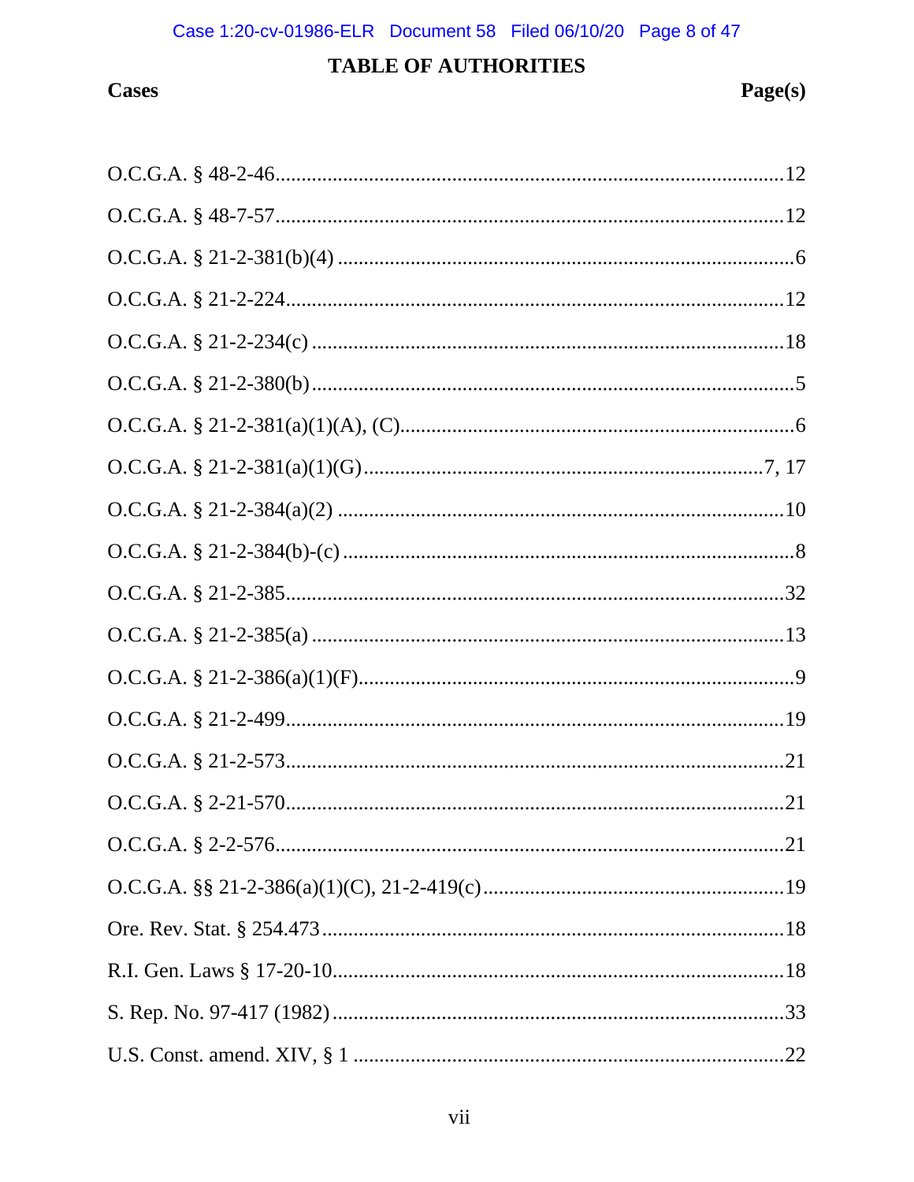# TABLE OF AUTHORITIES

| Cases | Page(s) |
|---|---|
| O.C.G.A. § 48-2-46 | 12 |
| O.C.G.A. § 48-7-57 | 12 |
| O.C.G.A. § 21-2-381(b)(4) | 6 |
| O.C.G.A. § 21-2-224 | 12 |
| O.C.G.A. § 21-2-234(c) | 18 |
| O.C.G.A. § 21-2-380(b) | 5 |
| O.C.G.A. § 21-2-381(a)(1)(A), (C) | 6 |
| O.C.G.A. § 21-2-381(a)(1)(G) | 7, 17 |
| O.C.G.A. § 21-2-384(a)(2) | 10 |
| O.C.G.A. § 21-2-384(b)-(c) | 8 |
| O.C.G.A. § 21-2-385 | 32 |
| O.C.G.A. § 21-2-385(a) | 13 |
| O.C.G.A. § 21-2-386(a)(1)(F) | 9 |
| O.C.G.A. § 21-2-499 | 19 |
| O.C.G.A. § 21-2-573 | 21 |
| O.C.G.A. § 2-21-570 | 21 |
| O.C.G.A. § 2-2-576 | 21 |
| O.C.G.A. §§ 21-2-386(a)(1)(C), 21-2-419(c) | 19 |
| Ore. Rev. Stat. § 254.473 | 18 |
| R.I. Gen. Laws § 17-20-10 | 18 |
| S. Rep. No. 97-417 (1982) | 33 |
| U.S. Const. amend. XIV, § 1 | 22 |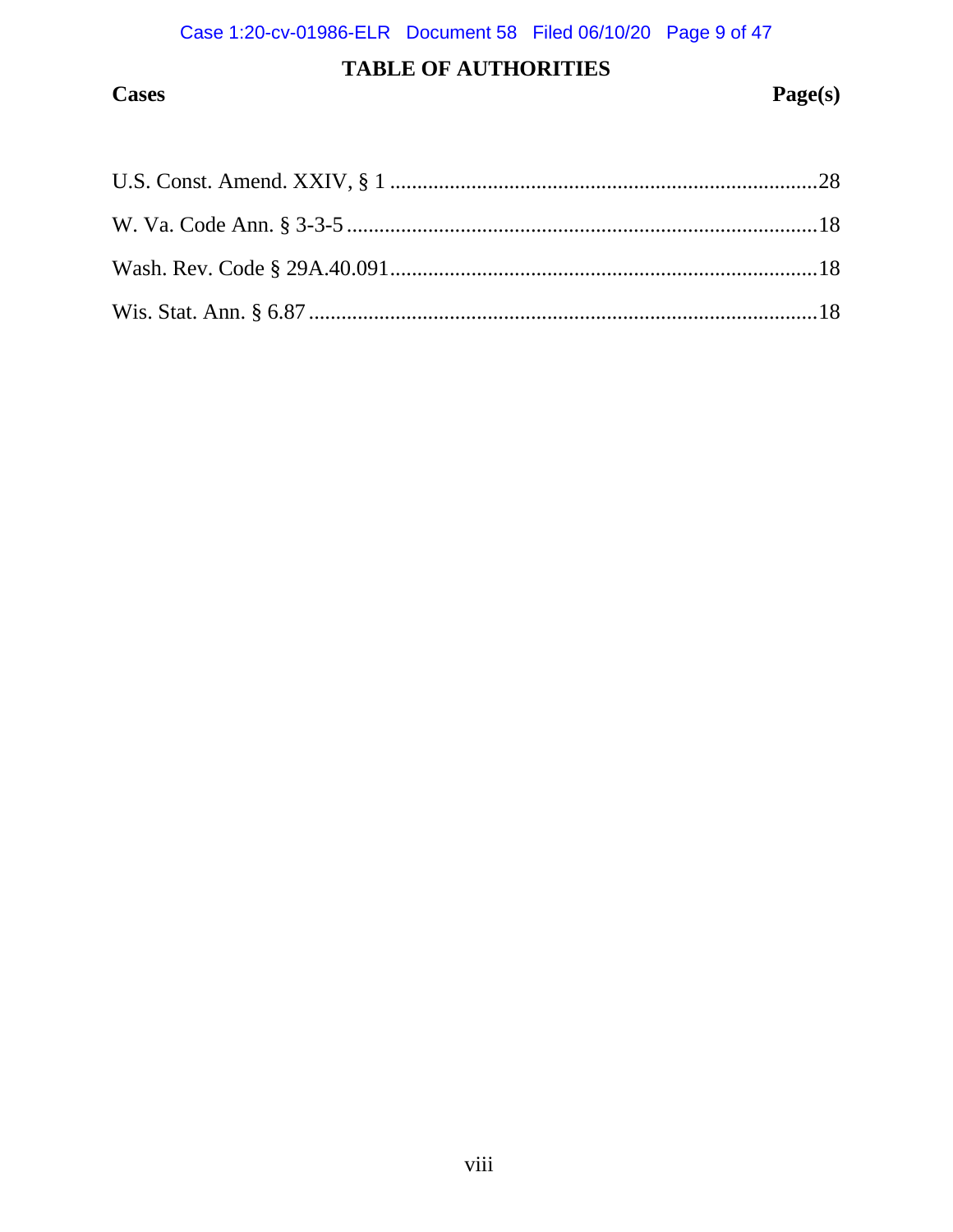## TABLE OF AUTHORITIES

**Cases** **Page(s)**

U.S. Const. Amend. XXIV, § 1 ....................................................................28

W. Va. Code Ann. § 3-3-5 ............................................................................18

Wash. Rev. Code § 29A.40.091....................................................................18

Wis. Stat. Ann. § 6.87 ..................................................................................18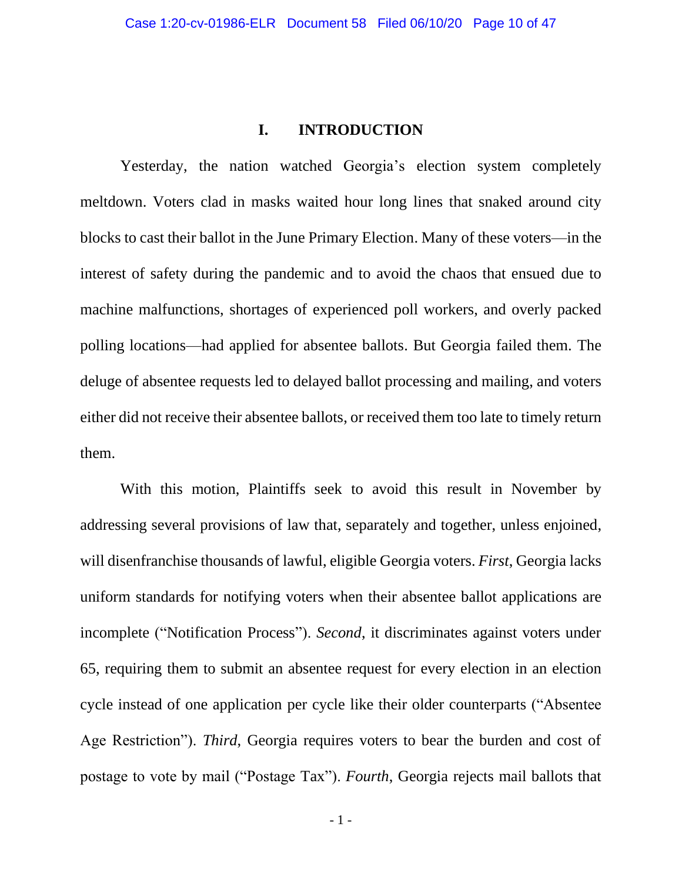## I. INTRODUCTION

Yesterday, the nation watched Georgia's election system completely meltdown. Voters clad in masks waited hour long lines that snaked around city blocks to cast their ballot in the June Primary Election. Many of these voters—in the interest of safety during the pandemic and to avoid the chaos that ensued due to machine malfunctions, shortages of experienced poll workers, and overly packed polling locations—had applied for absentee ballots. But Georgia failed them. The deluge of absentee requests led to delayed ballot processing and mailing, and voters either did not receive their absentee ballots, or received them too late to timely return them.

With this motion, Plaintiffs seek to avoid this result in November by addressing several provisions of law that, separately and together, unless enjoined, will disenfranchise thousands of lawful, eligible Georgia voters. *First*, Georgia lacks uniform standards for notifying voters when their absentee ballot applications are incomplete ("Notification Process"). *Second*, it discriminates against voters under 65, requiring them to submit an absentee request for every election in an election cycle instead of one application per cycle like their older counterparts ("Absentee Age Restriction"). *Third*, Georgia requires voters to bear the burden and cost of postage to vote by mail ("Postage Tax"). *Fourth*, Georgia rejects mail ballots that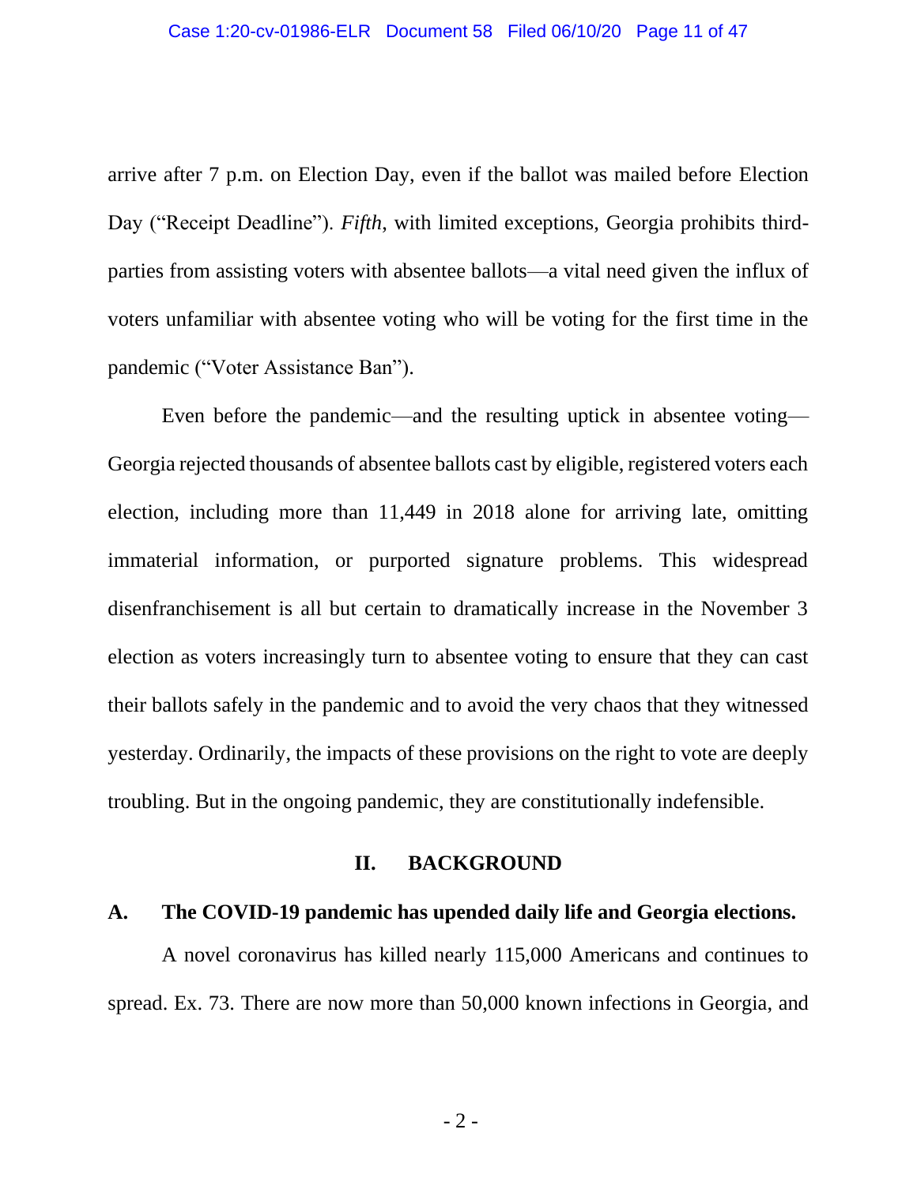arrive after 7 p.m. on Election Day, even if the ballot was mailed before Election Day ("Receipt Deadline"). *Fifth*, with limited exceptions, Georgia prohibits third-parties from assisting voters with absentee ballots—a vital need given the influx of voters unfamiliar with absentee voting who will be voting for the first time in the pandemic ("Voter Assistance Ban").

Even before the pandemic—and the resulting uptick in absentee voting—Georgia rejected thousands of absentee ballots cast by eligible, registered voters each election, including more than 11,449 in 2018 alone for arriving late, omitting immaterial information, or purported signature problems. This widespread disenfranchisement is all but certain to dramatically increase in the November 3 election as voters increasingly turn to absentee voting to ensure that they can cast their ballots safely in the pandemic and to avoid the very chaos that they witnessed yesterday. Ordinarily, the impacts of these provisions on the right to vote are deeply troubling. But in the ongoing pandemic, they are constitutionally indefensible.

## II. BACKGROUND

### A. The COVID-19 pandemic has upended daily life and Georgia elections.

A novel coronavirus has killed nearly 115,000 Americans and continues to spread. Ex. 73. There are now more than 50,000 known infections in Georgia, and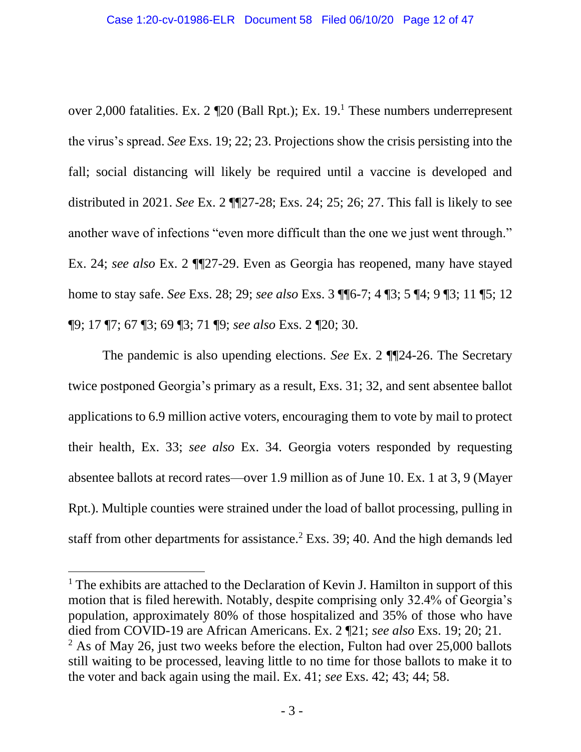over 2,000 fatalities. Ex. 2 ¶20 (Ball Rpt.); Ex. 19.[1] These numbers underrepresent the virus's spread. *See* Exs. 19; 22; 23. Projections show the crisis persisting into the fall; social distancing will likely be required until a vaccine is developed and distributed in 2021. *See* Ex. 2 ¶¶27-28; Exs. 24; 25; 26; 27. This fall is likely to see another wave of infections "even more difficult than the one we just went through." Ex. 24; *see also* Ex. 2 ¶¶27-29. Even as Georgia has reopened, many have stayed home to stay safe. *See* Exs. 28; 29; *see also* Exs. 3 ¶¶6-7; 4 ¶3; 5 ¶4; 9 ¶3; 11 ¶5; 12 ¶9; 17 ¶7; 67 ¶3; 69 ¶3; 71 ¶9; *see also* Exs. 2 ¶20; 30.

The pandemic is also upending elections. *See* Ex. 2 ¶¶24-26. The Secretary twice postponed Georgia's primary as a result, Exs. 31; 32, and sent absentee ballot applications to 6.9 million active voters, encouraging them to vote by mail to protect their health, Ex. 33; *see also* Ex. 34. Georgia voters responded by requesting absentee ballots at record rates—over 1.9 million as of June 10. Ex. 1 at 3, 9 (Mayer Rpt.). Multiple counties were strained under the load of ballot processing, pulling in staff from other departments for assistance.[2] Exs. 39; 40. And the high demands led

---

[1] The exhibits are attached to the Declaration of Kevin J. Hamilton in support of this motion that is filed herewith. Notably, despite comprising only 32.4% of Georgia's population, approximately 80% of those hospitalized and 35% of those who have died from COVID-19 are African Americans. Ex. 2 ¶21; *see also* Exs. 19; 20; 21.

[2] As of May 26, just two weeks before the election, Fulton had over 25,000 ballots still waiting to be processed, leaving little to no time for those ballots to make it to the voter and back again using the mail. Ex. 41; *see* Exs. 42; 43; 44; 58.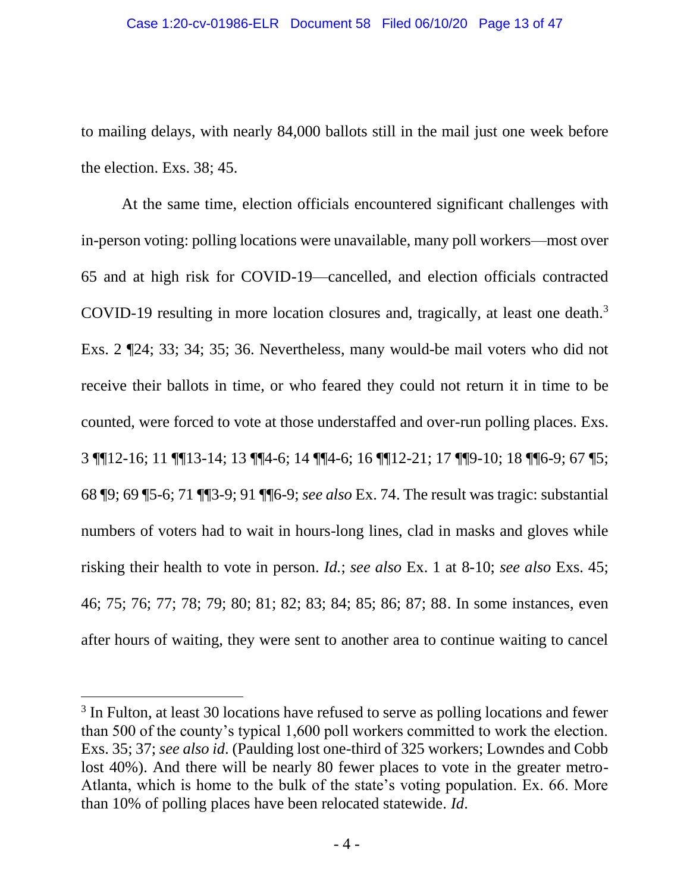to mailing delays, with nearly 84,000 ballots still in the mail just one week before the election. Exs. 38; 45.

At the same time, election officials encountered significant challenges with in-person voting: polling locations were unavailable, many poll workers—most over 65 and at high risk for COVID-19—cancelled, and election officials contracted COVID-19 resulting in more location closures and, tragically, at least one death.[3] Exs. 2 ¶24; 33; 34; 35; 36. Nevertheless, many would-be mail voters who did not receive their ballots in time, or who feared they could not return it in time to be counted, were forced to vote at those understaffed and over-run polling places. Exs. 3 ¶¶12-16; 11 ¶¶13-14; 13 ¶¶4-6; 14 ¶¶4-6; 16 ¶¶12-21; 17 ¶¶9-10; 18 ¶¶6-9; 67 ¶5; 68 ¶9; 69 ¶5-6; 71 ¶¶3-9; 91 ¶¶6-9; *see also* Ex. 74. The result was tragic: substantial numbers of voters had to wait in hours-long lines, clad in masks and gloves while risking their health to vote in person. *Id.*; *see also* Ex. 1 at 8-10; *see also* Exs. 45; 46; 75; 76; 77; 78; 79; 80; 81; 82; 83; 84; 85; 86; 87; 88. In some instances, even after hours of waiting, they were sent to another area to continue waiting to cancel

[3] In Fulton, at least 30 locations have refused to serve as polling locations and fewer than 500 of the county's typical 1,600 poll workers committed to work the election. Exs. 35; 37; *see also id*. (Paulding lost one-third of 325 workers; Lowndes and Cobb lost 40%). And there will be nearly 80 fewer places to vote in the greater metro-Atlanta, which is home to the bulk of the state's voting population. Ex. 66. More than 10% of polling places have been relocated statewide. *Id*.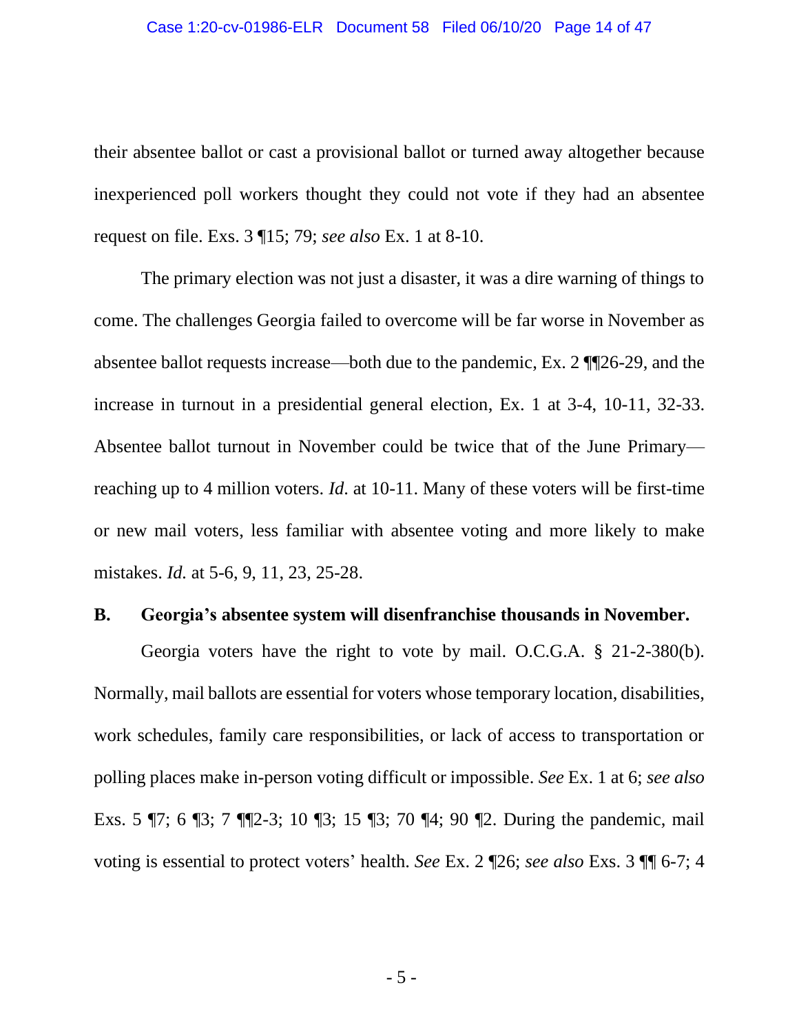their absentee ballot or cast a provisional ballot or turned away altogether because inexperienced poll workers thought they could not vote if they had an absentee request on file. Exs. 3 ¶15; 79; *see also* Ex. 1 at 8-10.

The primary election was not just a disaster, it was a dire warning of things to come. The challenges Georgia failed to overcome will be far worse in November as absentee ballot requests increase—both due to the pandemic, Ex. 2 ¶¶26-29, and the increase in turnout in a presidential general election, Ex. 1 at 3-4, 10-11, 32-33. Absentee ballot turnout in November could be twice that of the June Primary—reaching up to 4 million voters. *Id*. at 10-11. Many of these voters will be first-time or new mail voters, less familiar with absentee voting and more likely to make mistakes. *Id.* at 5-6, 9, 11, 23, 25-28.

**B. Georgia's absentee system will disenfranchise thousands in November.**

Georgia voters have the right to vote by mail. O.C.G.A. § 21-2-380(b). Normally, mail ballots are essential for voters whose temporary location, disabilities, work schedules, family care responsibilities, or lack of access to transportation or polling places make in-person voting difficult or impossible. *See* Ex. 1 at 6; *see also* Exs. 5 ¶7; 6 ¶3; 7 ¶¶2-3; 10 ¶3; 15 ¶3; 70 ¶4; 90 ¶2. During the pandemic, mail voting is essential to protect voters' health. *See* Ex. 2 ¶26; *see also* Exs. 3 ¶¶ 6-7; 4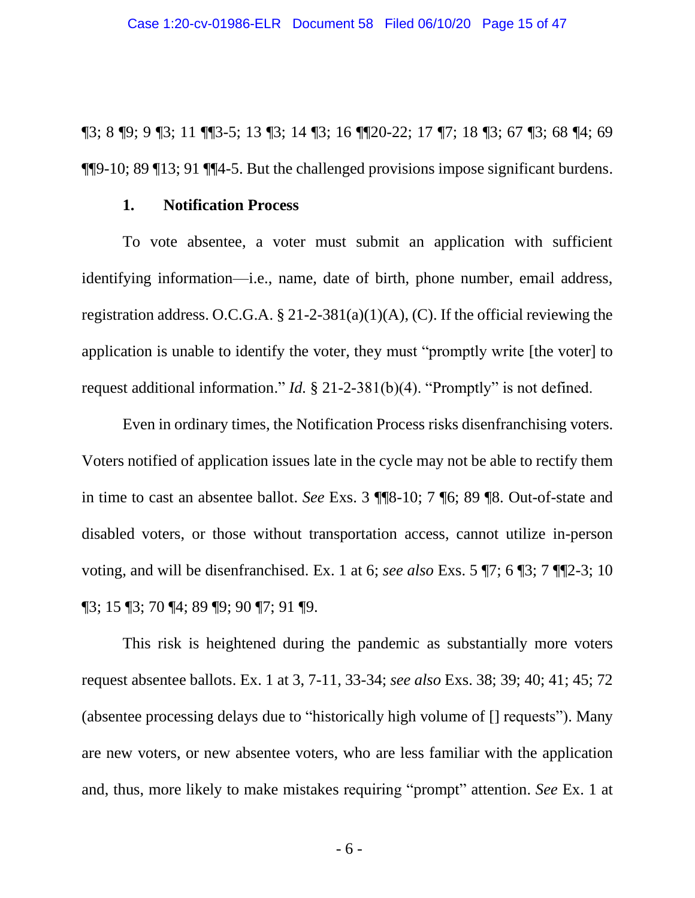¶3; 8 ¶9; 9 ¶3; 11 ¶¶3-5; 13 ¶3; 14 ¶3; 16 ¶¶20-22; 17 ¶7; 18 ¶3; 67 ¶3; 68 ¶4; 69 ¶¶9-10; 89 ¶13; 91 ¶¶4-5. But the challenged provisions impose significant burdens.

### 1. Notification Process

To vote absentee, a voter must submit an application with sufficient identifying information—i.e., name, date of birth, phone number, email address, registration address. O.C.G.A. § 21-2-381(a)(1)(A), (C). If the official reviewing the application is unable to identify the voter, they must "promptly write [the voter] to request additional information." *Id.* § 21-2-381(b)(4). "Promptly" is not defined.

Even in ordinary times, the Notification Process risks disenfranchising voters. Voters notified of application issues late in the cycle may not be able to rectify them in time to cast an absentee ballot. *See* Exs. 3 ¶¶8-10; 7 ¶6; 89 ¶8. Out-of-state and disabled voters, or those without transportation access, cannot utilize in-person voting, and will be disenfranchised. Ex. 1 at 6; *see also* Exs. 5 ¶7; 6 ¶3; 7 ¶¶2-3; 10 ¶3; 15 ¶3; 70 ¶4; 89 ¶9; 90 ¶7; 91 ¶9.

This risk is heightened during the pandemic as substantially more voters request absentee ballots. Ex. 1 at 3, 7-11, 33-34; *see also* Exs. 38; 39; 40; 41; 45; 72 (absentee processing delays due to "historically high volume of [] requests"). Many are new voters, or new absentee voters, who are less familiar with the application and, thus, more likely to make mistakes requiring "prompt" attention. *See* Ex. 1 at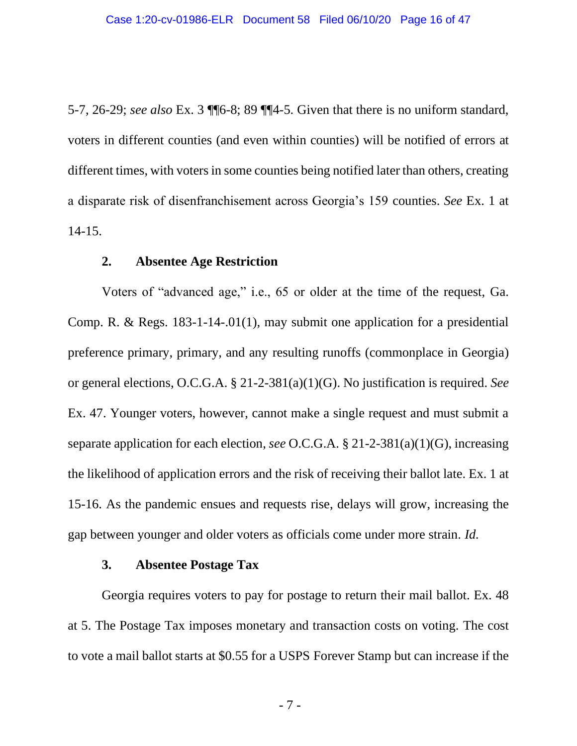5-7, 26-29; *see also* Ex. 3 ¶¶6-8; 89 ¶¶4-5. Given that there is no uniform standard, voters in different counties (and even within counties) will be notified of errors at different times, with voters in some counties being notified later than others, creating a disparate risk of disenfranchisement across Georgia's 159 counties. *See* Ex. 1 at 14-15.

### 2. Absentee Age Restriction

Voters of "advanced age," i.e., 65 or older at the time of the request, Ga. Comp. R. & Regs. 183-1-14-.01(1), may submit one application for a presidential preference primary, primary, and any resulting runoffs (commonplace in Georgia) or general elections, O.C.G.A. § 21-2-381(a)(1)(G). No justification is required. *See* Ex. 47. Younger voters, however, cannot make a single request and must submit a separate application for each election, *see* O.C.G.A. § 21-2-381(a)(1)(G), increasing the likelihood of application errors and the risk of receiving their ballot late. Ex. 1 at 15-16. As the pandemic ensues and requests rise, delays will grow, increasing the gap between younger and older voters as officials come under more strain. *Id.*

### 3. Absentee Postage Tax

Georgia requires voters to pay for postage to return their mail ballot. Ex. 48 at 5. The Postage Tax imposes monetary and transaction costs on voting. The cost to vote a mail ballot starts at $0.55 for a USPS Forever Stamp but can increase if the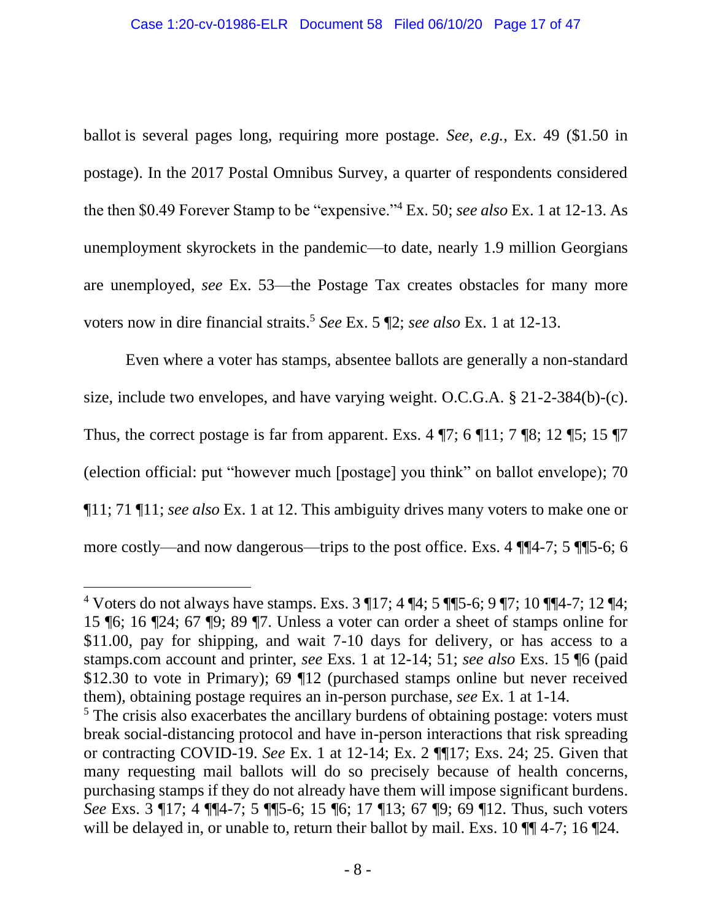ballot is several pages long, requiring more postage. *See, e.g.*, Ex. 49 ($1.50 in postage). In the 2017 Postal Omnibus Survey, a quarter of respondents considered the then $0.49 Forever Stamp to be "expensive."[4] Ex. 50; *see also* Ex. 1 at 12-13. As unemployment skyrockets in the pandemic—to date, nearly 1.9 million Georgians are unemployed, *see* Ex. 53—the Postage Tax creates obstacles for many more voters now in dire financial straits.[5] *See* Ex. 5 ¶2; *see also* Ex. 1 at 12-13.

Even where a voter has stamps, absentee ballots are generally a non-standard size, include two envelopes, and have varying weight. O.C.G.A. § 21-2-384(b)-(c). Thus, the correct postage is far from apparent. Exs. 4 ¶7; 6 ¶11; 7 ¶8; 12 ¶5; 15 ¶7 (election official: put "however much [postage] you think" on ballot envelope); 70 ¶11; 71 ¶11; *see also* Ex. 1 at 12. This ambiguity drives many voters to make one or more costly—and now dangerous—trips to the post office. Exs. 4 ¶¶4-7; 5 ¶¶5-6; 6

---

[4] Voters do not always have stamps. Exs. 3 ¶17; 4 ¶4; 5 ¶¶5-6; 9 ¶7; 10 ¶¶4-7; 12 ¶4; 15 ¶6; 16 ¶24; 67 ¶9; 89 ¶7. Unless a voter can order a sheet of stamps online for $11.00, pay for shipping, and wait 7-10 days for delivery, or has access to a stamps.com account and printer, *see* Exs. 1 at 12-14; 51; *see also* Exs. 15 ¶6 (paid $12.30 to vote in Primary); 69 ¶12 (purchased stamps online but never received them), obtaining postage requires an in-person purchase, *see* Ex. 1 at 1-14.

[5] The crisis also exacerbates the ancillary burdens of obtaining postage: voters must break social-distancing protocol and have in-person interactions that risk spreading or contracting COVID-19. *See* Ex. 1 at 12-14; Ex. 2 ¶¶17; Exs. 24; 25. Given that many requesting mail ballots will do so precisely because of health concerns, purchasing stamps if they do not already have them will impose significant burdens. *See* Exs. 3 ¶17; 4 ¶¶4-7; 5 ¶¶5-6; 15 ¶6; 17 ¶13; 67 ¶9; 69 ¶12. Thus, such voters will be delayed in, or unable to, return their ballot by mail. Exs. 10 ¶¶ 4-7; 16 ¶24.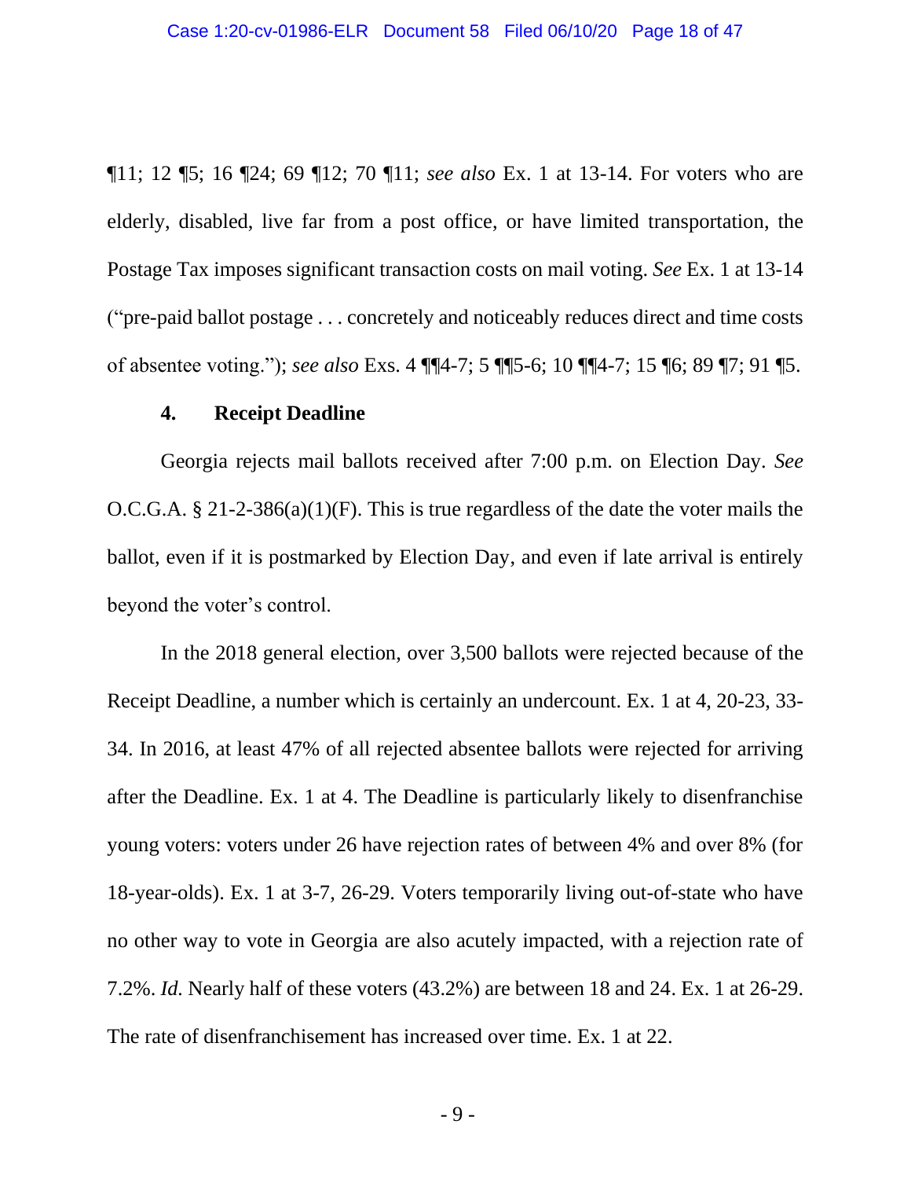¶11; 12 ¶5; 16 ¶24; 69 ¶12; 70 ¶11; *see also* Ex. 1 at 13-14. For voters who are elderly, disabled, live far from a post office, or have limited transportation, the Postage Tax imposes significant transaction costs on mail voting. *See* Ex. 1 at 13-14 ("pre-paid ballot postage . . . concretely and noticeably reduces direct and time costs of absentee voting."); *see also* Exs. 4 ¶¶4-7; 5 ¶¶5-6; 10 ¶¶4-7; 15 ¶6; 89 ¶7; 91 ¶5.

### 4. Receipt Deadline

Georgia rejects mail ballots received after 7:00 p.m. on Election Day. *See* O.C.G.A. § 21-2-386(a)(1)(F). This is true regardless of the date the voter mails the ballot, even if it is postmarked by Election Day, and even if late arrival is entirely beyond the voter's control.

In the 2018 general election, over 3,500 ballots were rejected because of the Receipt Deadline, a number which is certainly an undercount. Ex. 1 at 4, 20-23, 33-34. In 2016, at least 47% of all rejected absentee ballots were rejected for arriving after the Deadline. Ex. 1 at 4. The Deadline is particularly likely to disenfranchise young voters: voters under 26 have rejection rates of between 4% and over 8% (for 18-year-olds). Ex. 1 at 3-7, 26-29. Voters temporarily living out-of-state who have no other way to vote in Georgia are also acutely impacted, with a rejection rate of 7.2%. *Id.* Nearly half of these voters (43.2%) are between 18 and 24. Ex. 1 at 26-29. The rate of disenfranchisement has increased over time. Ex. 1 at 22.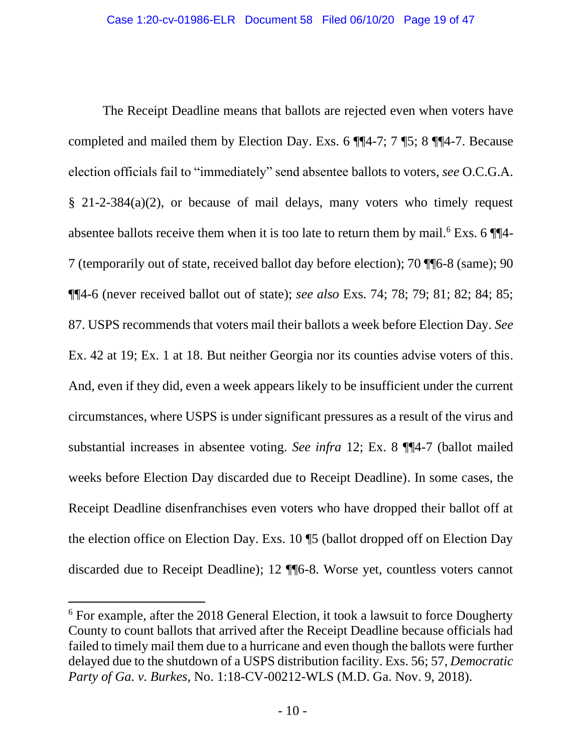The Receipt Deadline means that ballots are rejected even when voters have completed and mailed them by Election Day. Exs. 6 ¶¶4-7; 7 ¶5; 8 ¶¶4-7. Because election officials fail to "immediately" send absentee ballots to voters, *see* O.C.G.A. § 21-2-384(a)(2), or because of mail delays, many voters who timely request absentee ballots receive them when it is too late to return them by mail.[6] Exs. 6 ¶¶4-7 (temporarily out of state, received ballot day before election); 70 ¶¶6-8 (same); 90 ¶¶4-6 (never received ballot out of state); *see also* Exs. 74; 78; 79; 81; 82; 84; 85; 87. USPS recommends that voters mail their ballots a week before Election Day. *See* Ex. 42 at 19; Ex. 1 at 18. But neither Georgia nor its counties advise voters of this. And, even if they did, even a week appears likely to be insufficient under the current circumstances, where USPS is under significant pressures as a result of the virus and substantial increases in absentee voting. *See infra* 12; Ex. 8 ¶¶4-7 (ballot mailed weeks before Election Day discarded due to Receipt Deadline). In some cases, the Receipt Deadline disenfranchises even voters who have dropped their ballot off at the election office on Election Day. Exs. 10 ¶5 (ballot dropped off on Election Day discarded due to Receipt Deadline); 12 ¶¶6-8. Worse yet, countless voters cannot

[6] For example, after the 2018 General Election, it took a lawsuit to force Dougherty County to count ballots that arrived after the Receipt Deadline because officials had failed to timely mail them due to a hurricane and even though the ballots were further delayed due to the shutdown of a USPS distribution facility. Exs. 56; 57, *Democratic Party of Ga. v. Burkes*, No. 1:18-CV-00212-WLS (M.D. Ga. Nov. 9, 2018).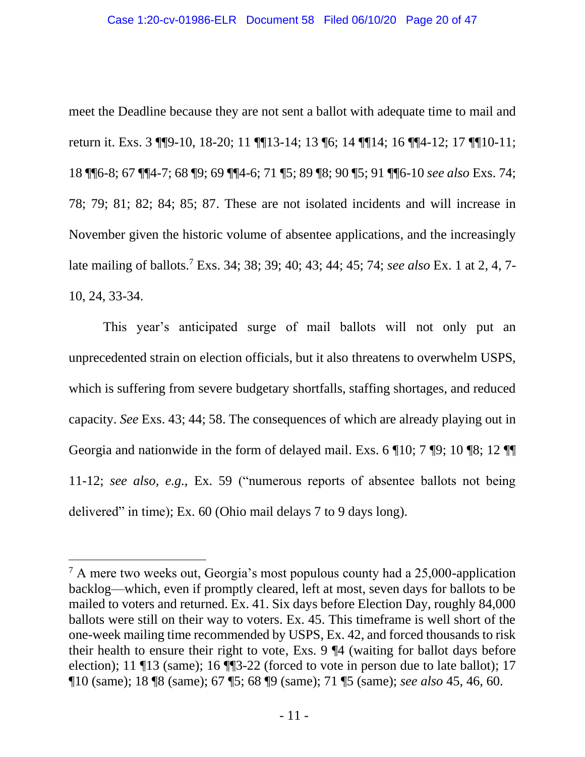meet the Deadline because they are not sent a ballot with adequate time to mail and return it. Exs. 3 ¶¶9-10, 18-20; 11 ¶¶13-14; 13 ¶6; 14 ¶¶14; 16 ¶¶4-12; 17 ¶¶10-11; 18 ¶¶6-8; 67 ¶¶4-7; 68 ¶9; 69 ¶¶4-6; 71 ¶5; 89 ¶8; 90 ¶5; 91 ¶¶6-10 *see also* Exs. 74; 78; 79; 81; 82; 84; 85; 87. These are not isolated incidents and will increase in November given the historic volume of absentee applications, and the increasingly late mailing of ballots.[7] Exs. 34; 38; 39; 40; 43; 44; 45; 74; *see also* Ex. 1 at 2, 4, 7-10, 24, 33-34.

This year's anticipated surge of mail ballots will not only put an unprecedented strain on election officials, but it also threatens to overwhelm USPS, which is suffering from severe budgetary shortfalls, staffing shortages, and reduced capacity. *See* Exs. 43; 44; 58. The consequences of which are already playing out in Georgia and nationwide in the form of delayed mail. Exs. 6 ¶10; 7 ¶9; 10 ¶8; 12 ¶¶ 11-12; *see also, e.g.*, Ex. 59 ("numerous reports of absentee ballots not being delivered" in time); Ex. 60 (Ohio mail delays 7 to 9 days long).

---

[7] A mere two weeks out, Georgia's most populous county had a 25,000-application backlog—which, even if promptly cleared, left at most, seven days for ballots to be mailed to voters and returned. Ex. 41. Six days before Election Day, roughly 84,000 ballots were still on their way to voters. Ex. 45. This timeframe is well short of the one-week mailing time recommended by USPS, Ex. 42, and forced thousands to risk their health to ensure their right to vote, Exs. 9 ¶4 (waiting for ballot days before election); 11 ¶13 (same); 16 ¶¶3-22 (forced to vote in person due to late ballot); 17 ¶10 (same); 18 ¶8 (same); 67 ¶5; 68 ¶9 (same); 71 ¶5 (same); *see also* 45, 46, 60.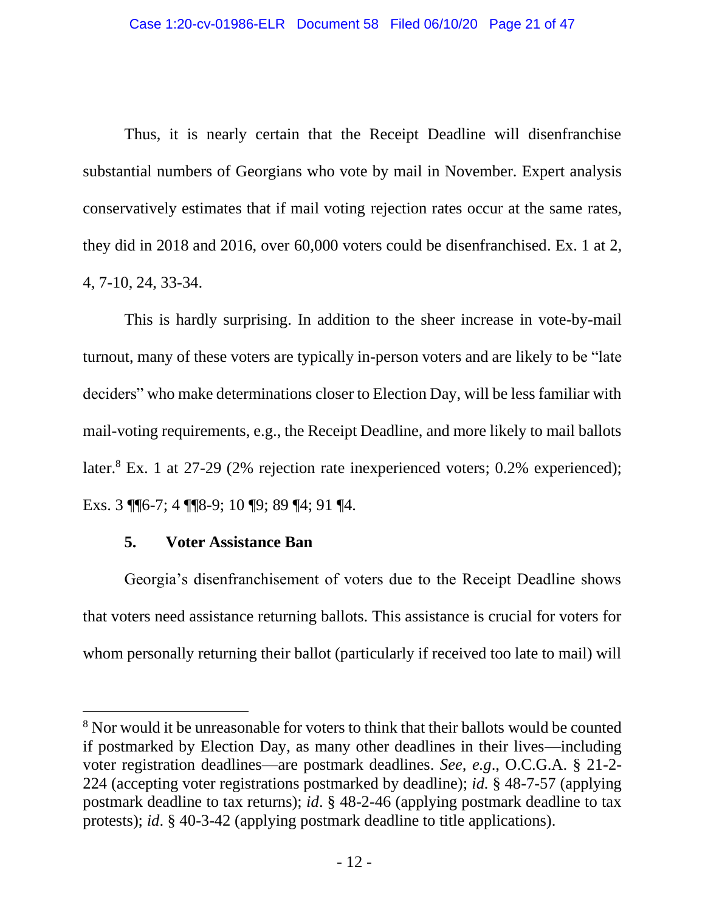Thus, it is nearly certain that the Receipt Deadline will disenfranchise substantial numbers of Georgians who vote by mail in November. Expert analysis conservatively estimates that if mail voting rejection rates occur at the same rates, they did in 2018 and 2016, over 60,000 voters could be disenfranchised. Ex. 1 at 2, 4, 7-10, 24, 33-34.

This is hardly surprising. In addition to the sheer increase in vote-by-mail turnout, many of these voters are typically in-person voters and are likely to be "late deciders" who make determinations closer to Election Day, will be less familiar with mail-voting requirements, e.g., the Receipt Deadline, and more likely to mail ballots later.[8] Ex. 1 at 27-29 (2% rejection rate inexperienced voters; 0.2% experienced); Exs. 3 ¶¶6-7; 4 ¶¶8-9; 10 ¶9; 89 ¶4; 91 ¶4.

### 5. Voter Assistance Ban

Georgia's disenfranchisement of voters due to the Receipt Deadline shows that voters need assistance returning ballots. This assistance is crucial for voters for whom personally returning their ballot (particularly if received too late to mail) will

---

[8] Nor would it be unreasonable for voters to think that their ballots would be counted if postmarked by Election Day, as many other deadlines in their lives—including voter registration deadlines—are postmark deadlines. *See, e.g.*, O.C.G.A. § 21-2-224 (accepting voter registrations postmarked by deadline); *id.* § 48-7-57 (applying postmark deadline to tax returns); *id*. § 48-2-46 (applying postmark deadline to tax protests); *id*. § 40-3-42 (applying postmark deadline to title applications).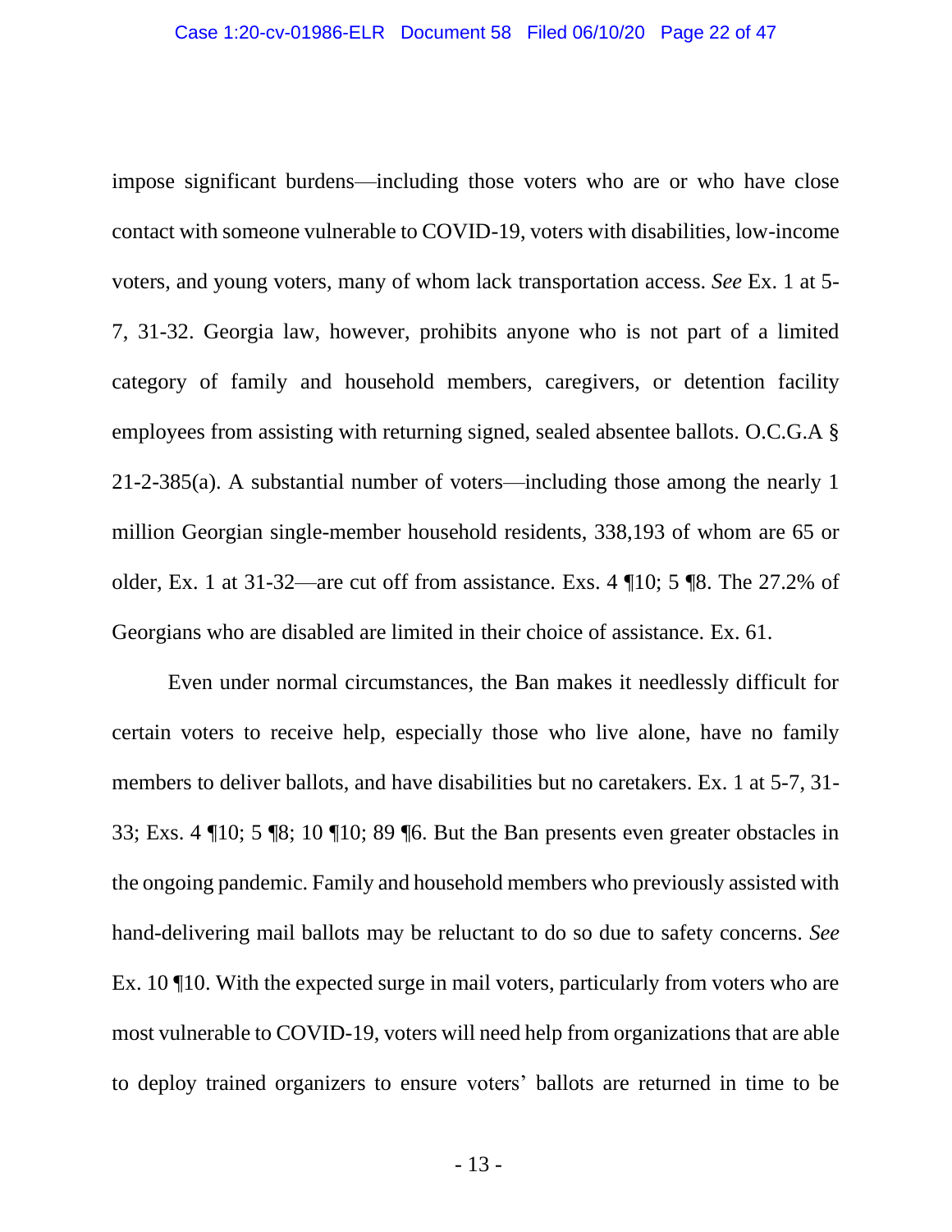impose significant burdens—including those voters who are or who have close contact with someone vulnerable to COVID-19, voters with disabilities, low-income voters, and young voters, many of whom lack transportation access. *See* Ex. 1 at 5-7, 31-32. Georgia law, however, prohibits anyone who is not part of a limited category of family and household members, caregivers, or detention facility employees from assisting with returning signed, sealed absentee ballots. O.C.G.A § 21-2-385(a). A substantial number of voters—including those among the nearly 1 million Georgian single-member household residents, 338,193 of whom are 65 or older, Ex. 1 at 31-32—are cut off from assistance. Exs. 4 ¶10; 5 ¶8. The 27.2% of Georgians who are disabled are limited in their choice of assistance. Ex. 61.

Even under normal circumstances, the Ban makes it needlessly difficult for certain voters to receive help, especially those who live alone, have no family members to deliver ballots, and have disabilities but no caretakers. Ex. 1 at 5-7, 31-33; Exs. 4 ¶10; 5 ¶8; 10 ¶10; 89 ¶6. But the Ban presents even greater obstacles in the ongoing pandemic. Family and household members who previously assisted with hand-delivering mail ballots may be reluctant to do so due to safety concerns. *See* Ex. 10 ¶10. With the expected surge in mail voters, particularly from voters who are most vulnerable to COVID-19, voters will need help from organizations that are able to deploy trained organizers to ensure voters' ballots are returned in time to be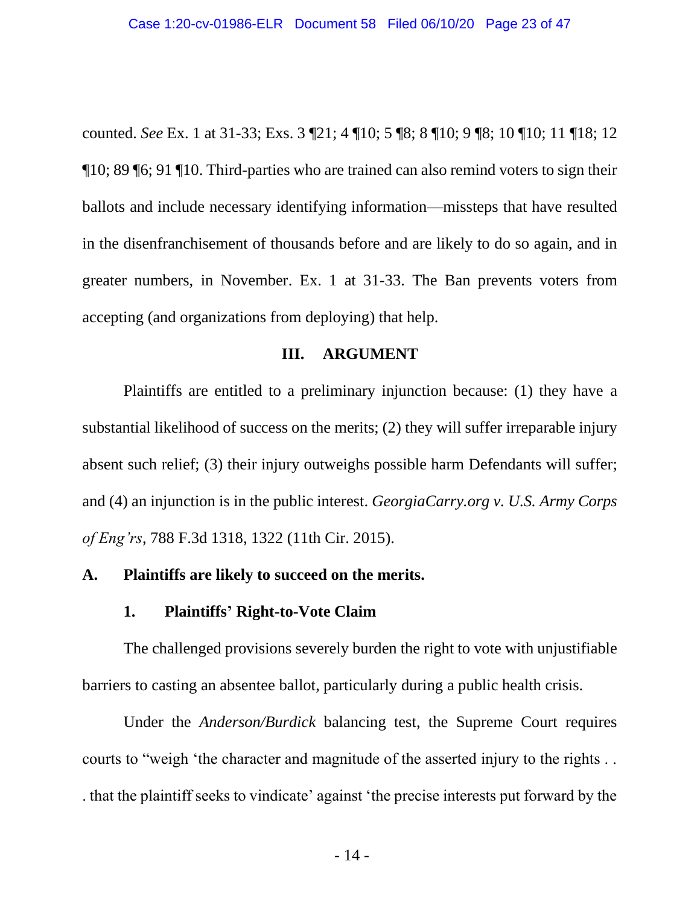counted. *See* Ex. 1 at 31-33; Exs. 3 ¶21; 4 ¶10; 5 ¶8; 8 ¶10; 9 ¶8; 10 ¶10; 11 ¶18; 12 ¶10; 89 ¶6; 91 ¶10. Third-parties who are trained can also remind voters to sign their ballots and include necessary identifying information—missteps that have resulted in the disenfranchisement of thousands before and are likely to do so again, and in greater numbers, in November. Ex. 1 at 31-33. The Ban prevents voters from accepting (and organizations from deploying) that help.

## III. ARGUMENT

Plaintiffs are entitled to a preliminary injunction because: (1) they have a substantial likelihood of success on the merits; (2) they will suffer irreparable injury absent such relief; (3) their injury outweighs possible harm Defendants will suffer; and (4) an injunction is in the public interest. *GeorgiaCarry.org v. U.S. Army Corps of Eng'rs*, 788 F.3d 1318, 1322 (11th Cir. 2015).

### A. Plaintiffs are likely to succeed on the merits.

#### 1. Plaintiffs' Right-to-Vote Claim

The challenged provisions severely burden the right to vote with unjustifiable barriers to casting an absentee ballot, particularly during a public health crisis.

Under the *Anderson/Burdick* balancing test, the Supreme Court requires courts to "weigh 'the character and magnitude of the asserted injury to the rights . . . that the plaintiff seeks to vindicate' against 'the precise interests put forward by the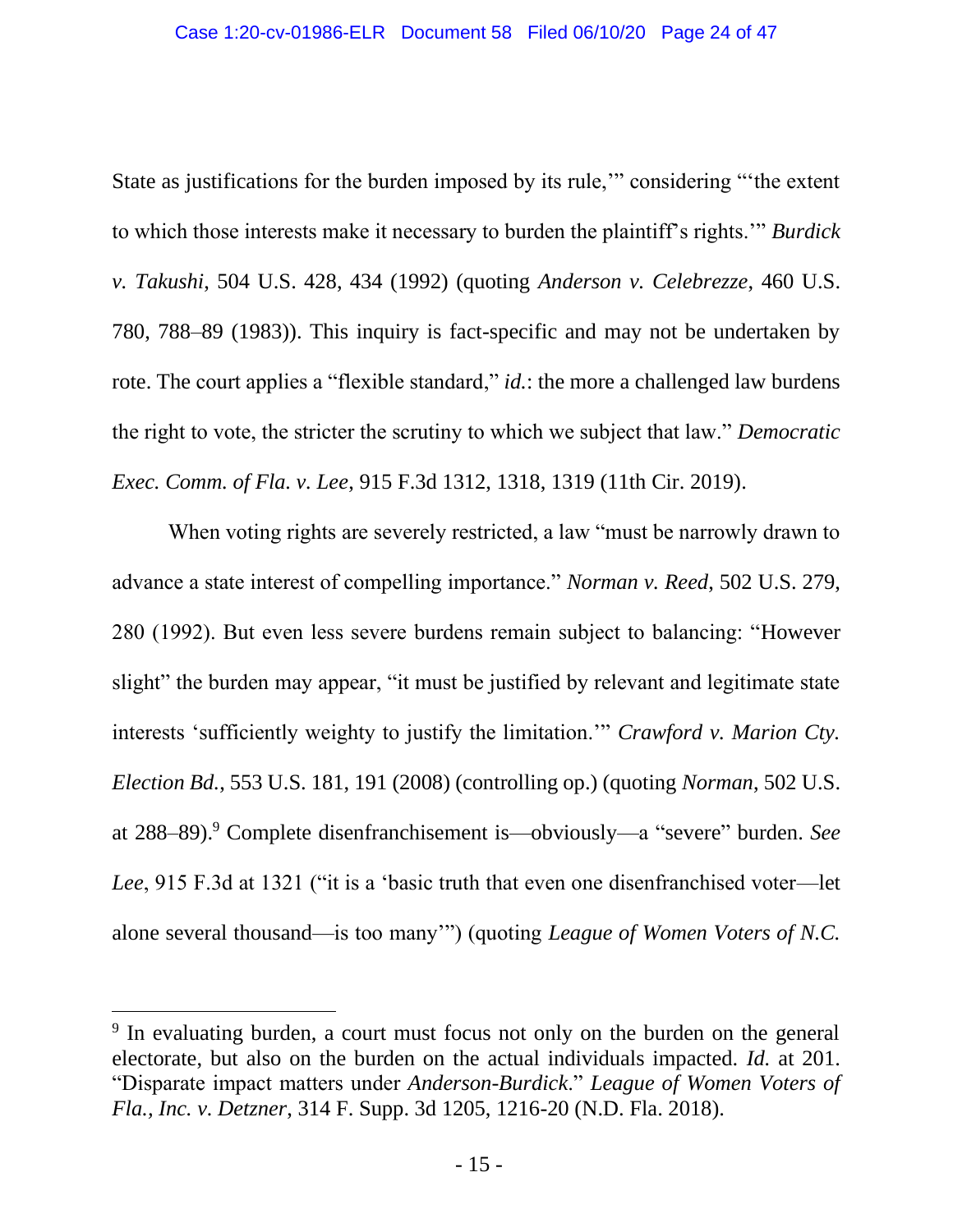State as justifications for the burden imposed by its rule,'" considering "'the extent to which those interests make it necessary to burden the plaintiff's rights.'" *Burdick v. Takushi*, 504 U.S. 428, 434 (1992) (quoting *Anderson v. Celebrezze*, 460 U.S. 780, 788–89 (1983)). This inquiry is fact-specific and may not be undertaken by rote. The court applies a "flexible standard," *id.*: the more a challenged law burdens the right to vote, the stricter the scrutiny to which we subject that law." *Democratic Exec. Comm. of Fla. v. Lee*, 915 F.3d 1312, 1318, 1319 (11th Cir. 2019).

When voting rights are severely restricted, a law "must be narrowly drawn to advance a state interest of compelling importance." *Norman v. Reed*, 502 U.S. 279, 280 (1992). But even less severe burdens remain subject to balancing: "However slight" the burden may appear, "it must be justified by relevant and legitimate state interests 'sufficiently weighty to justify the limitation.'" *Crawford v. Marion Cty. Election Bd.*, 553 U.S. 181, 191 (2008) (controlling op.) (quoting *Norman*, 502 U.S. at 288–89).[9] Complete disenfranchisement is—obviously—a "severe" burden. *See Lee*, 915 F.3d at 1321 ("it is a 'basic truth that even one disenfranchised voter—let alone several thousand—is too many'") (quoting *League of Women Voters of N.C.*

---

[9] In evaluating burden, a court must focus not only on the burden on the general electorate, but also on the burden on the actual individuals impacted. *Id.* at 201. "Disparate impact matters under *Anderson-Burdick*." *League of Women Voters of Fla., Inc. v. Detzner*, 314 F. Supp. 3d 1205, 1216-20 (N.D. Fla. 2018).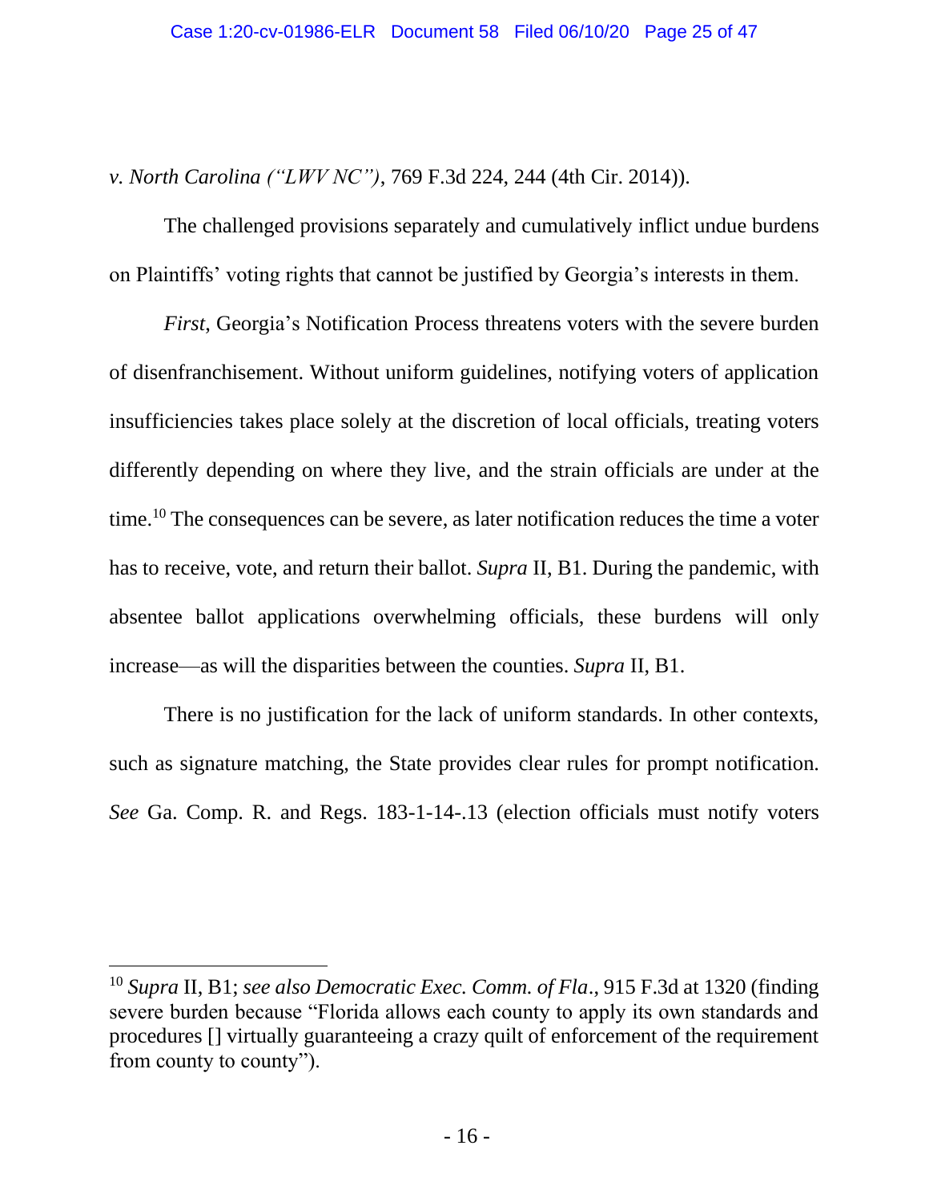*v. North Carolina ("LWV NC")*, 769 F.3d 224, 244 (4th Cir. 2014)).

The challenged provisions separately and cumulatively inflict undue burdens on Plaintiffs' voting rights that cannot be justified by Georgia's interests in them.

*First*, Georgia's Notification Process threatens voters with the severe burden of disenfranchisement. Without uniform guidelines, notifying voters of application insufficiencies takes place solely at the discretion of local officials, treating voters differently depending on where they live, and the strain officials are under at the time.[10] The consequences can be severe, as later notification reduces the time a voter has to receive, vote, and return their ballot. *Supra* II, B1. During the pandemic, with absentee ballot applications overwhelming officials, these burdens will only increase—as will the disparities between the counties. *Supra* II, B1.

There is no justification for the lack of uniform standards. In other contexts, such as signature matching, the State provides clear rules for prompt notification. *See* Ga. Comp. R. and Regs. 183-1-14-.13 (election officials must notify voters

---

[10] *Supra* II, B1; *see also Democratic Exec. Comm. of Fla*., 915 F.3d at 1320 (finding severe burden because "Florida allows each county to apply its own standards and procedures [] virtually guaranteeing a crazy quilt of enforcement of the requirement from county to county").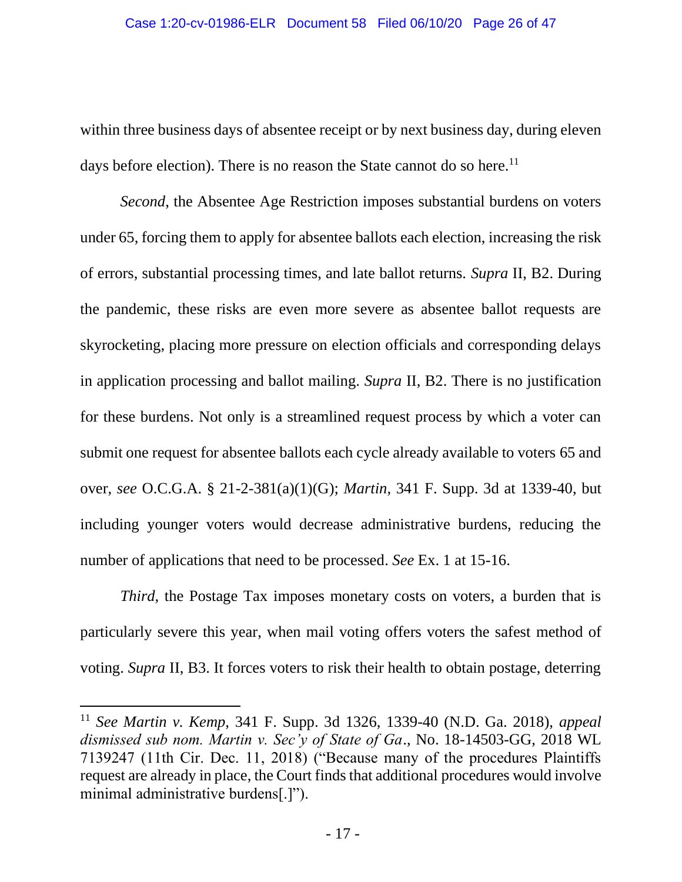within three business days of absentee receipt or by next business day, during eleven days before election). There is no reason the State cannot do so here.[11]

*Second*, the Absentee Age Restriction imposes substantial burdens on voters under 65, forcing them to apply for absentee ballots each election, increasing the risk of errors, substantial processing times, and late ballot returns. *Supra* II, B2. During the pandemic, these risks are even more severe as absentee ballot requests are skyrocketing, placing more pressure on election officials and corresponding delays in application processing and ballot mailing. *Supra* II, B2. There is no justification for these burdens. Not only is a streamlined request process by which a voter can submit one request for absentee ballots each cycle already available to voters 65 and over, *see* O.C.G.A. § 21-2-381(a)(1)(G); *Martin*, 341 F. Supp. 3d at 1339-40, but including younger voters would decrease administrative burdens, reducing the number of applications that need to be processed. *See* Ex. 1 at 15-16.

*Third*, the Postage Tax imposes monetary costs on voters, a burden that is particularly severe this year, when mail voting offers voters the safest method of voting. *Supra* II, B3. It forces voters to risk their health to obtain postage, deterring

[11] *See Martin v. Kemp*, 341 F. Supp. 3d 1326, 1339-40 (N.D. Ga. 2018), *appeal dismissed sub nom. Martin v. Sec'y of State of Ga*., No. 18-14503-GG, 2018 WL 7139247 (11th Cir. Dec. 11, 2018) ("Because many of the procedures Plaintiffs request are already in place, the Court finds that additional procedures would involve minimal administrative burdens[.]").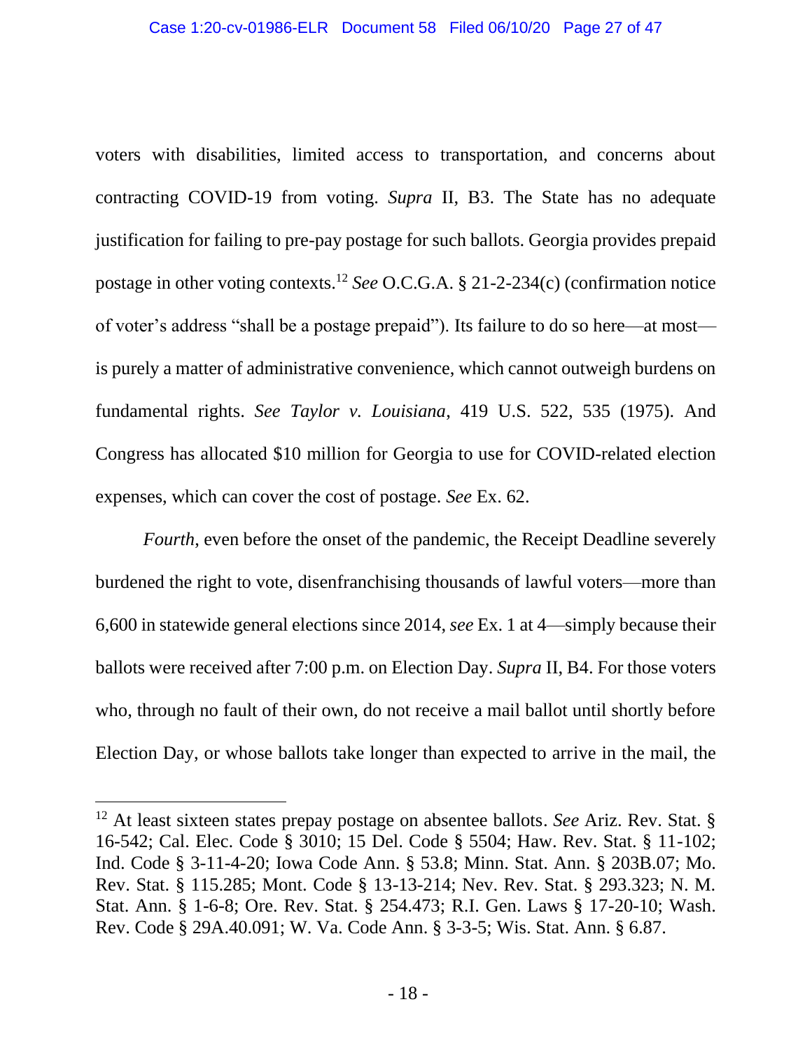voters with disabilities, limited access to transportation, and concerns about contracting COVID-19 from voting. *Supra* II, B3. The State has no adequate justification for failing to pre-pay postage for such ballots. Georgia provides prepaid postage in other voting contexts.[12] *See* O.C.G.A. § 21-2-234(c) (confirmation notice of voter's address "shall be a postage prepaid"). Its failure to do so here—at most—is purely a matter of administrative convenience, which cannot outweigh burdens on fundamental rights. *See Taylor v. Louisiana*, 419 U.S. 522, 535 (1975). And Congress has allocated $10 million for Georgia to use for COVID-related election expenses, which can cover the cost of postage. *See* Ex. 62.

*Fourth*, even before the onset of the pandemic, the Receipt Deadline severely burdened the right to vote, disenfranchising thousands of lawful voters—more than 6,600 in statewide general elections since 2014, *see* Ex. 1 at 4—simply because their ballots were received after 7:00 p.m. on Election Day. *Supra* II, B4. For those voters who, through no fault of their own, do not receive a mail ballot until shortly before Election Day, or whose ballots take longer than expected to arrive in the mail, the

---

[12] At least sixteen states prepay postage on absentee ballots. *See* Ariz. Rev. Stat. § 16-542; Cal. Elec. Code § 3010; 15 Del. Code § 5504; Haw. Rev. Stat. § 11-102; Ind. Code § 3-11-4-20; Iowa Code Ann. § 53.8; Minn. Stat. Ann. § 203B.07; Mo. Rev. Stat. § 115.285; Mont. Code § 13-13-214; Nev. Rev. Stat. § 293.323; N. M. Stat. Ann. § 1-6-8; Ore. Rev. Stat. § 254.473; R.I. Gen. Laws § 17-20-10; Wash. Rev. Code § 29A.40.091; W. Va. Code Ann. § 3-3-5; Wis. Stat. Ann. § 6.87.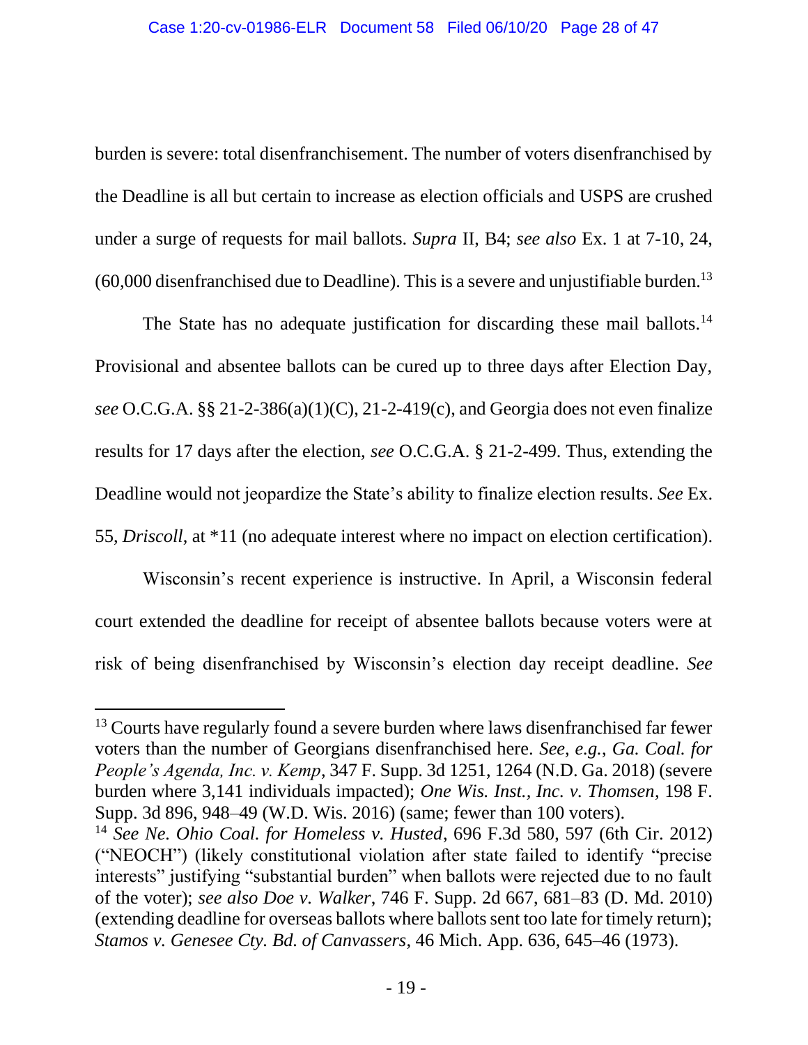burden is severe: total disenfranchisement. The number of voters disenfranchised by the Deadline is all but certain to increase as election officials and USPS are crushed under a surge of requests for mail ballots. *Supra* II, B4; *see also* Ex. 1 at 7-10, 24, (60,000 disenfranchised due to Deadline). This is a severe and unjustifiable burden.[13]

The State has no adequate justification for discarding these mail ballots.[14] Provisional and absentee ballots can be cured up to three days after Election Day, *see* O.C.G.A. §§ 21-2-386(a)(1)(C), 21-2-419(c), and Georgia does not even finalize results for 17 days after the election, *see* O.C.G.A. § 21-2-499. Thus, extending the Deadline would not jeopardize the State's ability to finalize election results. *See* Ex. 55, *Driscoll*, at *11 (no adequate interest where no impact on election certification).

Wisconsin's recent experience is instructive. In April, a Wisconsin federal court extended the deadline for receipt of absentee ballots because voters were at risk of being disenfranchised by Wisconsin's election day receipt deadline. *See*

---

[13] Courts have regularly found a severe burden where laws disenfranchised far fewer voters than the number of Georgians disenfranchised here. *See, e.g.*, *Ga. Coal. for People's Agenda, Inc. v. Kemp*, 347 F. Supp. 3d 1251, 1264 (N.D. Ga. 2018) (severe burden where 3,141 individuals impacted); *One Wis. Inst., Inc. v. Thomsen*, 198 F. Supp. 3d 896, 948–49 (W.D. Wis. 2016) (same; fewer than 100 voters).

[14] *See Ne. Ohio Coal. for Homeless v. Husted*, 696 F.3d 580, 597 (6th Cir. 2012) ("NEOCH") (likely constitutional violation after state failed to identify "precise interests" justifying "substantial burden" when ballots were rejected due to no fault of the voter); *see also Doe v. Walker*, 746 F. Supp. 2d 667, 681–83 (D. Md. 2010) (extending deadline for overseas ballots where ballots sent too late for timely return); *Stamos v. Genesee Cty. Bd. of Canvassers*, 46 Mich. App. 636, 645–46 (1973).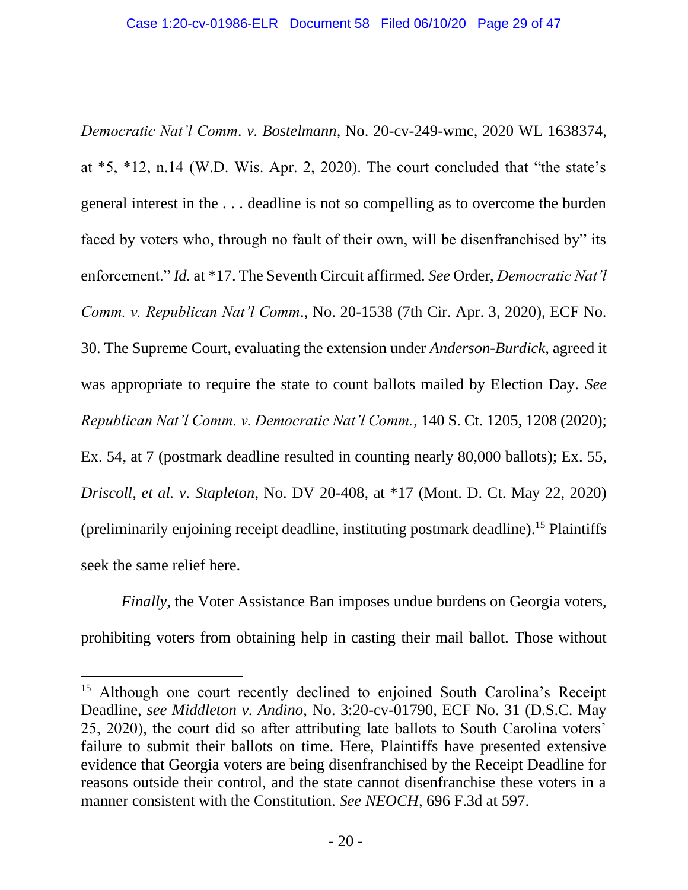*Democratic Nat'l Comm. v. Bostelmann*, No. 20-cv-249-wmc, 2020 WL 1638374, at *5, *12, n.14 (W.D. Wis. Apr. 2, 2020). The court concluded that "the state's general interest in the . . . deadline is not so compelling as to overcome the burden faced by voters who, through no fault of their own, will be disenfranchised by" its enforcement." *Id.* at *17. The Seventh Circuit affirmed. *See* Order, *Democratic Nat'l Comm. v. Republican Nat'l Comm.*, No. 20-1538 (7th Cir. Apr. 3, 2020), ECF No. 30. The Supreme Court, evaluating the extension under *Anderson-Burdick*, agreed it was appropriate to require the state to count ballots mailed by Election Day. *See Republican Nat'l Comm. v. Democratic Nat'l Comm.*, 140 S. Ct. 1205, 1208 (2020); Ex. 54, at 7 (postmark deadline resulted in counting nearly 80,000 ballots); Ex. 55, *Driscoll, et al. v. Stapleton*, No. DV 20-408, at *17 (Mont. D. Ct. May 22, 2020) (preliminarily enjoining receipt deadline, instituting postmark deadline).[15] Plaintiffs seek the same relief here.

*Finally*, the Voter Assistance Ban imposes undue burdens on Georgia voters, prohibiting voters from obtaining help in casting their mail ballot. Those without

[15] Although one court recently declined to enjoined South Carolina's Receipt Deadline, *see Middleton v. Andino*, No. 3:20-cv-01790, ECF No. 31 (D.S.C. May 25, 2020), the court did so after attributing late ballots to South Carolina voters' failure to submit their ballots on time. Here, Plaintiffs have presented extensive evidence that Georgia voters are being disenfranchised by the Receipt Deadline for reasons outside their control, and the state cannot disenfranchise these voters in a manner consistent with the Constitution. *See NEOCH*, 696 F.3d at 597.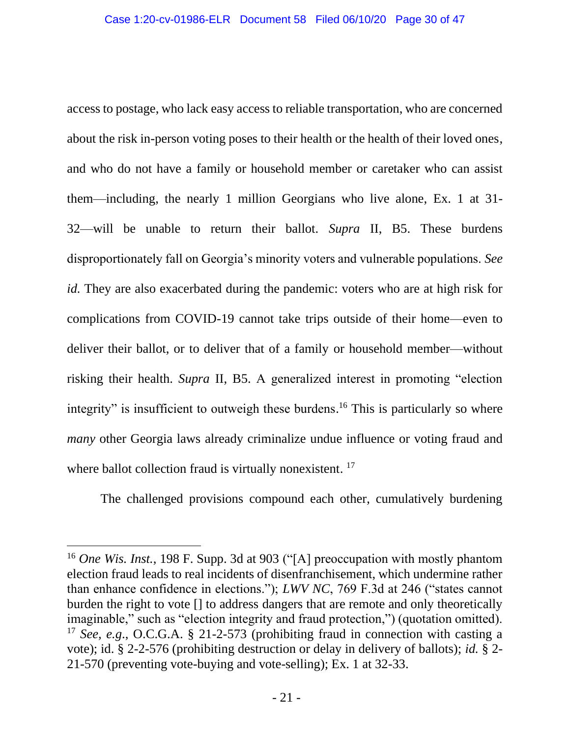access to postage, who lack easy access to reliable transportation, who are concerned about the risk in-person voting poses to their health or the health of their loved ones, and who do not have a family or household member or caretaker who can assist them—including, the nearly 1 million Georgians who live alone, Ex. 1 at 31-32—will be unable to return their ballot. *Supra* II, B5. These burdens disproportionately fall on Georgia's minority voters and vulnerable populations. *See id.* They are also exacerbated during the pandemic: voters who are at high risk for complications from COVID-19 cannot take trips outside of their home—even to deliver their ballot, or to deliver that of a family or household member—without risking their health. *Supra* II, B5. A generalized interest in promoting "election integrity" is insufficient to outweigh these burdens.[16] This is particularly so where *many* other Georgia laws already criminalize undue influence or voting fraud and where ballot collection fraud is virtually nonexistent.[17]

The challenged provisions compound each other, cumulatively burdening

---

[16] *One Wis. Inst.*, 198 F. Supp. 3d at 903 ("[A] preoccupation with mostly phantom election fraud leads to real incidents of disenfranchisement, which undermine rather than enhance confidence in elections."); *LWV NC*, 769 F.3d at 246 ("states cannot burden the right to vote [] to address dangers that are remote and only theoretically imaginable," such as "election integrity and fraud protection,") (quotation omitted).

[17] *See, e.g.*, O.C.G.A. § 21-2-573 (prohibiting fraud in connection with casting a vote); id. § 2-2-576 (prohibiting destruction or delay in delivery of ballots); *id.* § 2-21-570 (preventing vote-buying and vote-selling); Ex. 1 at 32-33.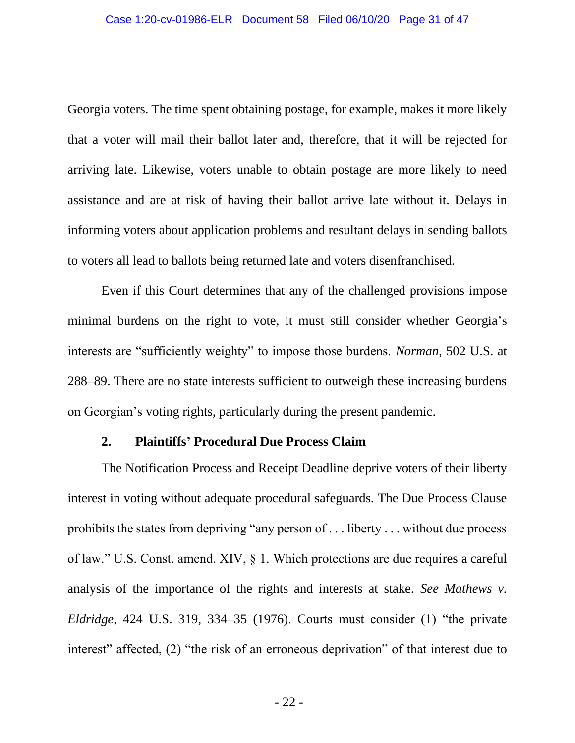Georgia voters. The time spent obtaining postage, for example, makes it more likely that a voter will mail their ballot later and, therefore, that it will be rejected for arriving late. Likewise, voters unable to obtain postage are more likely to need assistance and are at risk of having their ballot arrive late without it. Delays in informing voters about application problems and resultant delays in sending ballots to voters all lead to ballots being returned late and voters disenfranchised.

Even if this Court determines that any of the challenged provisions impose minimal burdens on the right to vote, it must still consider whether Georgia's interests are "sufficiently weighty" to impose those burdens. *Norman*, 502 U.S. at 288–89. There are no state interests sufficient to outweigh these increasing burdens on Georgian's voting rights, particularly during the present pandemic.

### 2. Plaintiffs' Procedural Due Process Claim

The Notification Process and Receipt Deadline deprive voters of their liberty interest in voting without adequate procedural safeguards. The Due Process Clause prohibits the states from depriving "any person of . . . liberty . . . without due process of law." U.S. Const. amend. XIV, § 1. Which protections are due requires a careful analysis of the importance of the rights and interests at stake. *See Mathews v. Eldridge*, 424 U.S. 319, 334–35 (1976). Courts must consider (1) "the private interest" affected, (2) "the risk of an erroneous deprivation" of that interest due to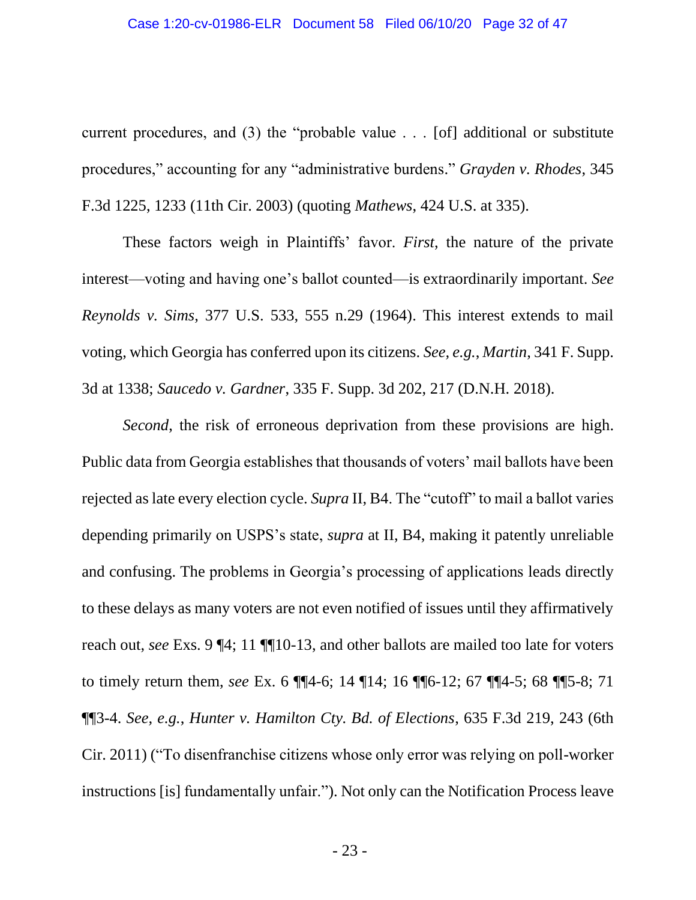current procedures, and (3) the "probable value . . . [of] additional or substitute procedures," accounting for any "administrative burdens." *Grayden v. Rhodes*, 345 F.3d 1225, 1233 (11th Cir. 2003) (quoting *Mathews*, 424 U.S. at 335).

These factors weigh in Plaintiffs' favor. *First*, the nature of the private interest—voting and having one's ballot counted—is extraordinarily important. *See Reynolds v. Sims*, 377 U.S. 533, 555 n.29 (1964). This interest extends to mail voting, which Georgia has conferred upon its citizens. *See, e.g.*, *Martin*, 341 F. Supp. 3d at 1338; *Saucedo v. Gardner*, 335 F. Supp. 3d 202, 217 (D.N.H. 2018).

*Second*, the risk of erroneous deprivation from these provisions are high. Public data from Georgia establishes that thousands of voters' mail ballots have been rejected as late every election cycle. *Supra* II, B4. The "cutoff" to mail a ballot varies depending primarily on USPS's state, *supra* at II, B4, making it patently unreliable and confusing. The problems in Georgia's processing of applications leads directly to these delays as many voters are not even notified of issues until they affirmatively reach out, *see* Exs. 9 ¶4; 11 ¶¶10-13, and other ballots are mailed too late for voters to timely return them, *see* Ex. 6 ¶¶4-6; 14 ¶14; 16 ¶¶6-12; 67 ¶¶4-5; 68 ¶¶5-8; 71 ¶¶3-4. *See, e.g.*, *Hunter v. Hamilton Cty. Bd. of Elections*, 635 F.3d 219, 243 (6th Cir. 2011) ("To disenfranchise citizens whose only error was relying on poll-worker instructions [is] fundamentally unfair."). Not only can the Notification Process leave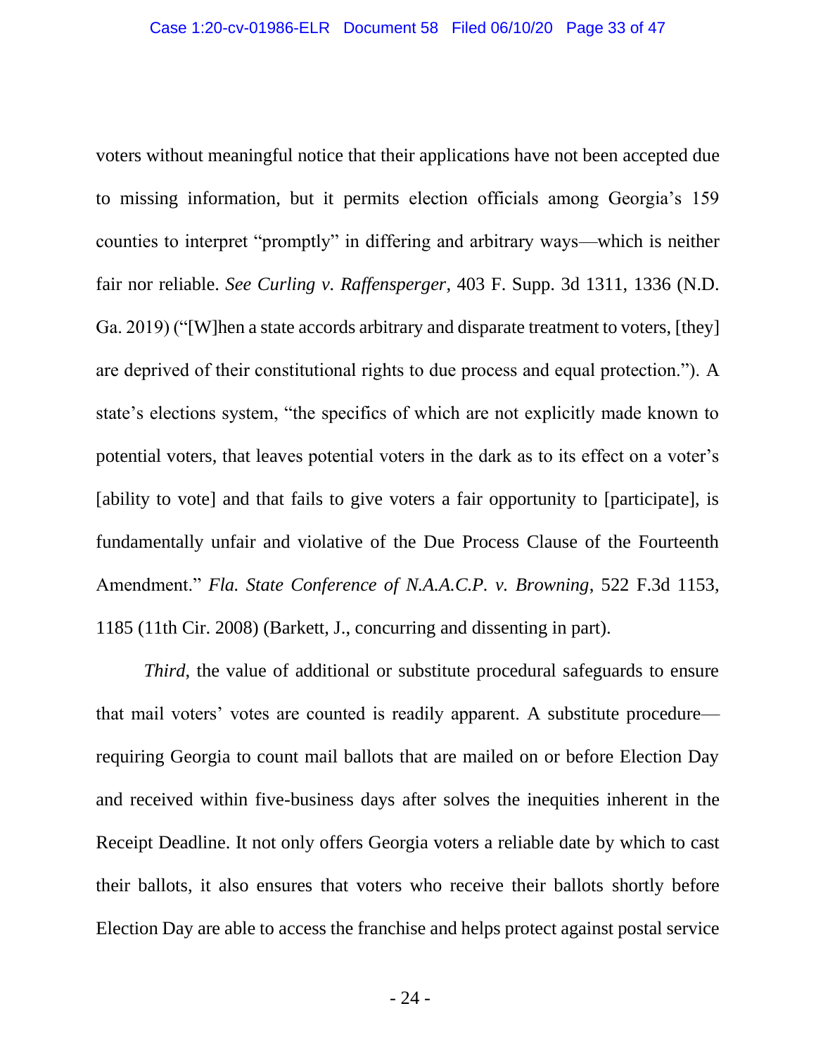voters without meaningful notice that their applications have not been accepted due to missing information, but it permits election officials among Georgia's 159 counties to interpret "promptly" in differing and arbitrary ways—which is neither fair nor reliable. *See Curling v. Raffensperger*, 403 F. Supp. 3d 1311, 1336 (N.D. Ga. 2019) ("[W]hen a state accords arbitrary and disparate treatment to voters, [they] are deprived of their constitutional rights to due process and equal protection."). A state's elections system, "the specifics of which are not explicitly made known to potential voters, that leaves potential voters in the dark as to its effect on a voter's [ability to vote] and that fails to give voters a fair opportunity to [participate], is fundamentally unfair and violative of the Due Process Clause of the Fourteenth Amendment." *Fla. State Conference of N.A.A.C.P. v. Browning*, 522 F.3d 1153, 1185 (11th Cir. 2008) (Barkett, J., concurring and dissenting in part).

*Third*, the value of additional or substitute procedural safeguards to ensure that mail voters' votes are counted is readily apparent. A substitute procedure—requiring Georgia to count mail ballots that are mailed on or before Election Day and received within five-business days after solves the inequities inherent in the Receipt Deadline. It not only offers Georgia voters a reliable date by which to cast their ballots, it also ensures that voters who receive their ballots shortly before Election Day are able to access the franchise and helps protect against postal service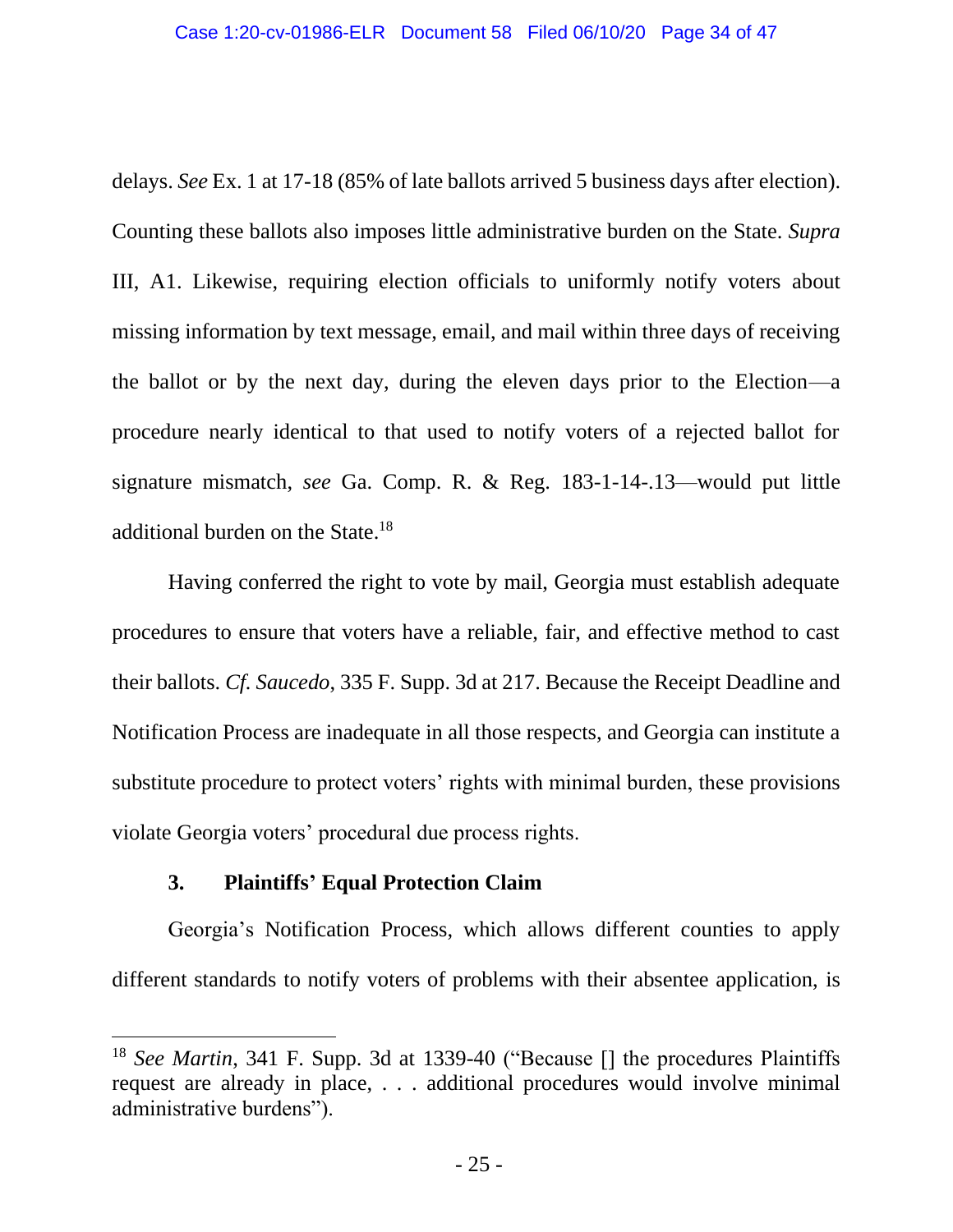delays. *See* Ex. 1 at 17-18 (85% of late ballots arrived 5 business days after election). Counting these ballots also imposes little administrative burden on the State. *Supra* III, A1. Likewise, requiring election officials to uniformly notify voters about missing information by text message, email, and mail within three days of receiving the ballot or by the next day, during the eleven days prior to the Election—a procedure nearly identical to that used to notify voters of a rejected ballot for signature mismatch, *see* Ga. Comp. R. & Reg. 183-1-14-.13—would put little additional burden on the State.[18]

Having conferred the right to vote by mail, Georgia must establish adequate procedures to ensure that voters have a reliable, fair, and effective method to cast their ballots. *Cf. Saucedo*, 335 F. Supp. 3d at 217. Because the Receipt Deadline and Notification Process are inadequate in all those respects, and Georgia can institute a substitute procedure to protect voters' rights with minimal burden, these provisions violate Georgia voters' procedural due process rights.

### 3. Plaintiffs' Equal Protection Claim

Georgia's Notification Process, which allows different counties to apply different standards to notify voters of problems with their absentee application, is

---

[18] *See Martin*, 341 F. Supp. 3d at 1339-40 ("Because [] the procedures Plaintiffs request are already in place, . . . additional procedures would involve minimal administrative burdens").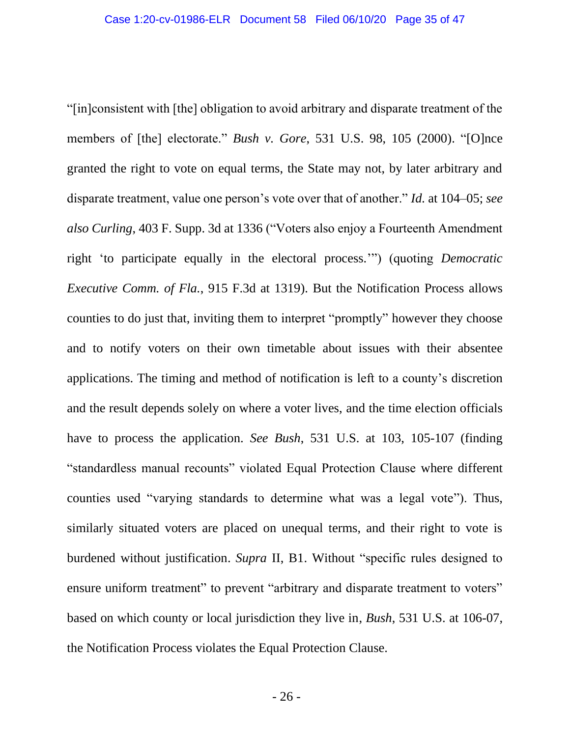"[in]consistent with [the] obligation to avoid arbitrary and disparate treatment of the members of [the] electorate." *Bush v. Gore*, 531 U.S. 98, 105 (2000). "[O]nce granted the right to vote on equal terms, the State may not, by later arbitrary and disparate treatment, value one person's vote over that of another." *Id.* at 104–05; *see also Curling*, 403 F. Supp. 3d at 1336 ("Voters also enjoy a Fourteenth Amendment right 'to participate equally in the electoral process.'") (quoting *Democratic Executive Comm. of Fla.*, 915 F.3d at 1319). But the Notification Process allows counties to do just that, inviting them to interpret "promptly" however they choose and to notify voters on their own timetable about issues with their absentee applications. The timing and method of notification is left to a county's discretion and the result depends solely on where a voter lives, and the time election officials have to process the application. *See Bush*, 531 U.S. at 103, 105-107 (finding "standardless manual recounts" violated Equal Protection Clause where different counties used "varying standards to determine what was a legal vote"). Thus, similarly situated voters are placed on unequal terms, and their right to vote is burdened without justification. *Supra* II, B1. Without "specific rules designed to ensure uniform treatment" to prevent "arbitrary and disparate treatment to voters" based on which county or local jurisdiction they live in, *Bush*, 531 U.S. at 106-07, the Notification Process violates the Equal Protection Clause.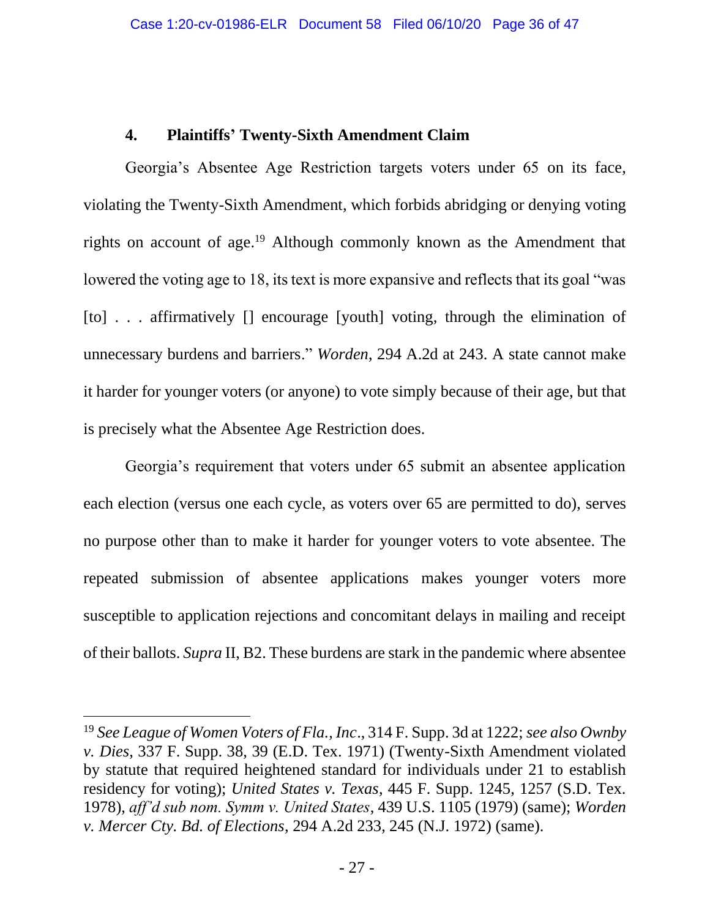#### 4. Plaintiffs' Twenty-Sixth Amendment Claim

Georgia's Absentee Age Restriction targets voters under 65 on its face, violating the Twenty-Sixth Amendment, which forbids abridging or denying voting rights on account of age.[19] Although commonly known as the Amendment that lowered the voting age to 18, its text is more expansive and reflects that its goal "was [to] . . . affirmatively [] encourage [youth] voting, through the elimination of unnecessary burdens and barriers." *Worden*, 294 A.2d at 243. A state cannot make it harder for younger voters (or anyone) to vote simply because of their age, but that is precisely what the Absentee Age Restriction does.

Georgia's requirement that voters under 65 submit an absentee application each election (versus one each cycle, as voters over 65 are permitted to do), serves no purpose other than to make it harder for younger voters to vote absentee. The repeated submission of absentee applications makes younger voters more susceptible to application rejections and concomitant delays in mailing and receipt of their ballots. *Supra* II, B2. These burdens are stark in the pandemic where absentee

---

[19] *See League of Women Voters of Fla., Inc*., 314 F. Supp. 3d at 1222; *see also Ownby v. Dies*, 337 F. Supp. 38, 39 (E.D. Tex. 1971) (Twenty-Sixth Amendment violated by statute that required heightened standard for individuals under 21 to establish residency for voting); *United States v. Texas*, 445 F. Supp. 1245, 1257 (S.D. Tex. 1978), *aff'd sub nom. Symm v. United States*, 439 U.S. 1105 (1979) (same); *Worden v. Mercer Cty. Bd. of Elections*, 294 A.2d 233, 245 (N.J. 1972) (same).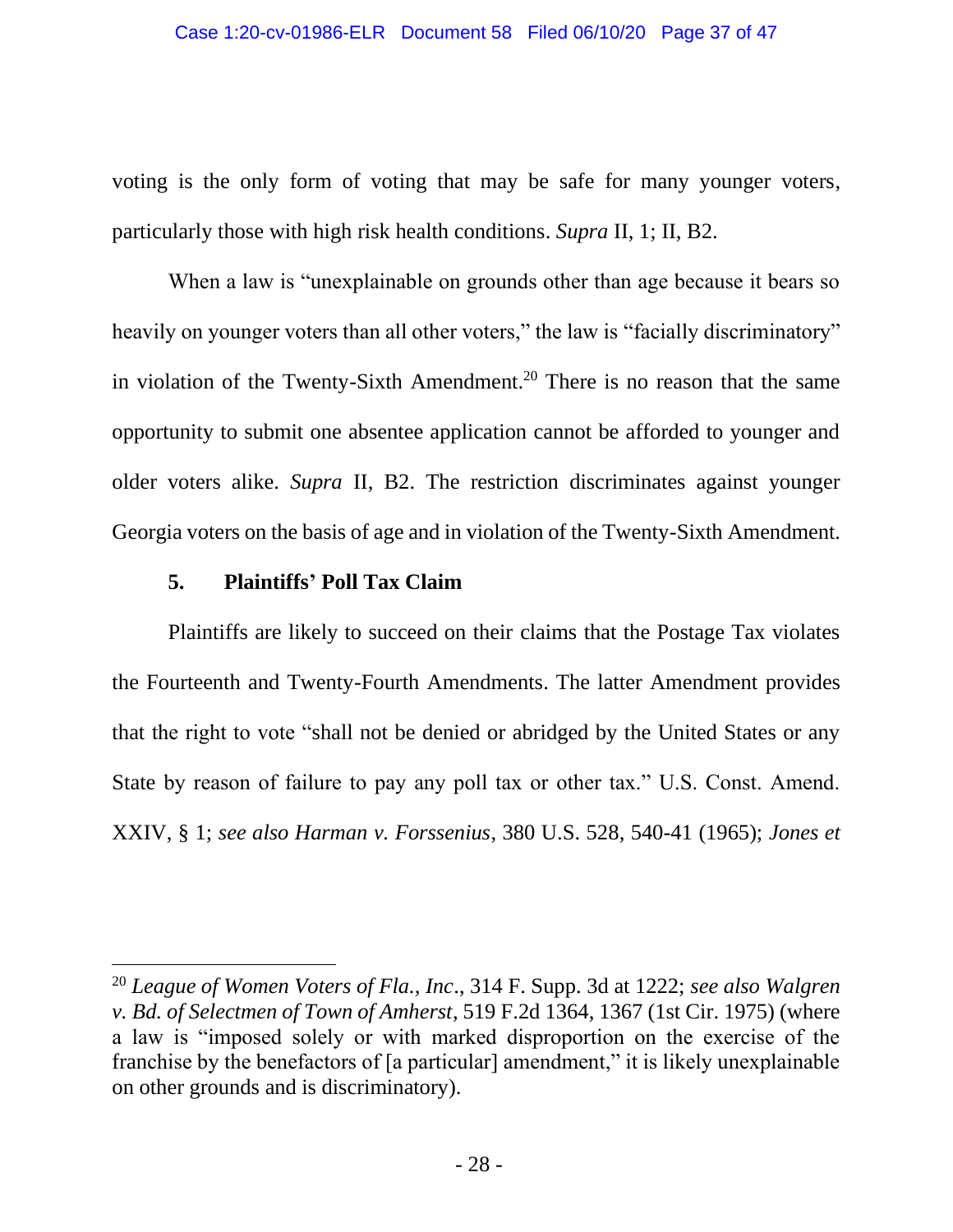voting is the only form of voting that may be safe for many younger voters, particularly those with high risk health conditions. *Supra* II, 1; II, B2.

When a law is "unexplainable on grounds other than age because it bears so heavily on younger voters than all other voters," the law is "facially discriminatory" in violation of the Twenty-Sixth Amendment.[20] There is no reason that the same opportunity to submit one absentee application cannot be afforded to younger and older voters alike. *Supra* II, B2. The restriction discriminates against younger Georgia voters on the basis of age and in violation of the Twenty-Sixth Amendment.

#### 5. Plaintiffs' Poll Tax Claim

Plaintiffs are likely to succeed on their claims that the Postage Tax violates the Fourteenth and Twenty-Fourth Amendments. The latter Amendment provides that the right to vote "shall not be denied or abridged by the United States or any State by reason of failure to pay any poll tax or other tax." U.S. Const. Amend. XXIV, § 1; *see also Harman v. Forssenius*, 380 U.S. 528, 540-41 (1965); *Jones et*

---

[20] *League of Women Voters of Fla., Inc*., 314 F. Supp. 3d at 1222; *see also Walgren v. Bd. of Selectmen of Town of Amherst*, 519 F.2d 1364, 1367 (1st Cir. 1975) (where a law is "imposed solely or with marked disproportion on the exercise of the franchise by the benefactors of [a particular] amendment," it is likely unexplainable on other grounds and is discriminatory).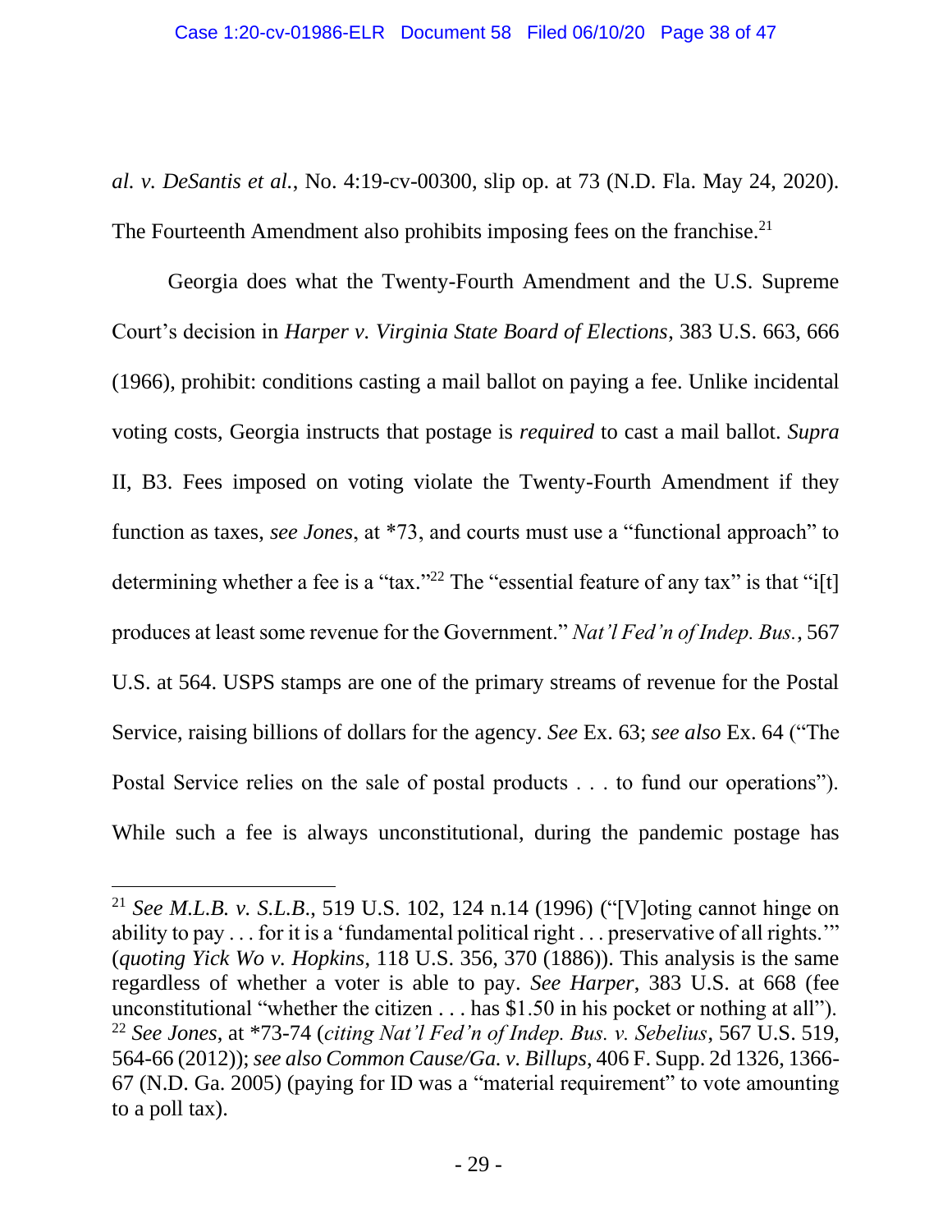*al. v. DeSantis et al.*, No. 4:19-cv-00300, slip op. at 73 (N.D. Fla. May 24, 2020). The Fourteenth Amendment also prohibits imposing fees on the franchise.[21]

Georgia does what the Twenty-Fourth Amendment and the U.S. Supreme Court's decision in *Harper v. Virginia State Board of Elections*, 383 U.S. 663, 666 (1966), prohibit: conditions casting a mail ballot on paying a fee. Unlike incidental voting costs, Georgia instructs that postage is *required* to cast a mail ballot. *Supra* II, B3. Fees imposed on voting violate the Twenty-Fourth Amendment if they function as taxes, *see Jones*, at *73, and courts must use a "functional approach" to determining whether a fee is a "tax."[22] The "essential feature of any tax" is that "i[t] produces at least some revenue for the Government." *Nat'l Fed'n of Indep. Bus.*, 567 U.S. at 564. USPS stamps are one of the primary streams of revenue for the Postal Service, raising billions of dollars for the agency. *See* Ex. 63; *see also* Ex. 64 ("The Postal Service relies on the sale of postal products . . . to fund our operations"). While such a fee is always unconstitutional, during the pandemic postage has

---

[21] *See M.L.B. v. S.L.B.*, 519 U.S. 102, 124 n.14 (1996) ("[V]oting cannot hinge on ability to pay . . . for it is a 'fundamental political right . . . preservative of all rights.'" (*quoting Yick Wo v. Hopkins*, 118 U.S. 356, 370 (1886)). This analysis is the same regardless of whether a voter is able to pay. *See Harper*, 383 U.S. at 668 (fee unconstitutional "whether the citizen . . . has $1.50 in his pocket or nothing at all").

[22] *See Jones*, at *73-74 (*citing Nat'l Fed'n of Indep. Bus. v. Sebelius*, 567 U.S. 519, 564-66 (2012)); *see also Common Cause/Ga. v. Billups*, 406 F. Supp. 2d 1326, 1366-67 (N.D. Ga. 2005) (paying for ID was a "material requirement" to vote amounting to a poll tax).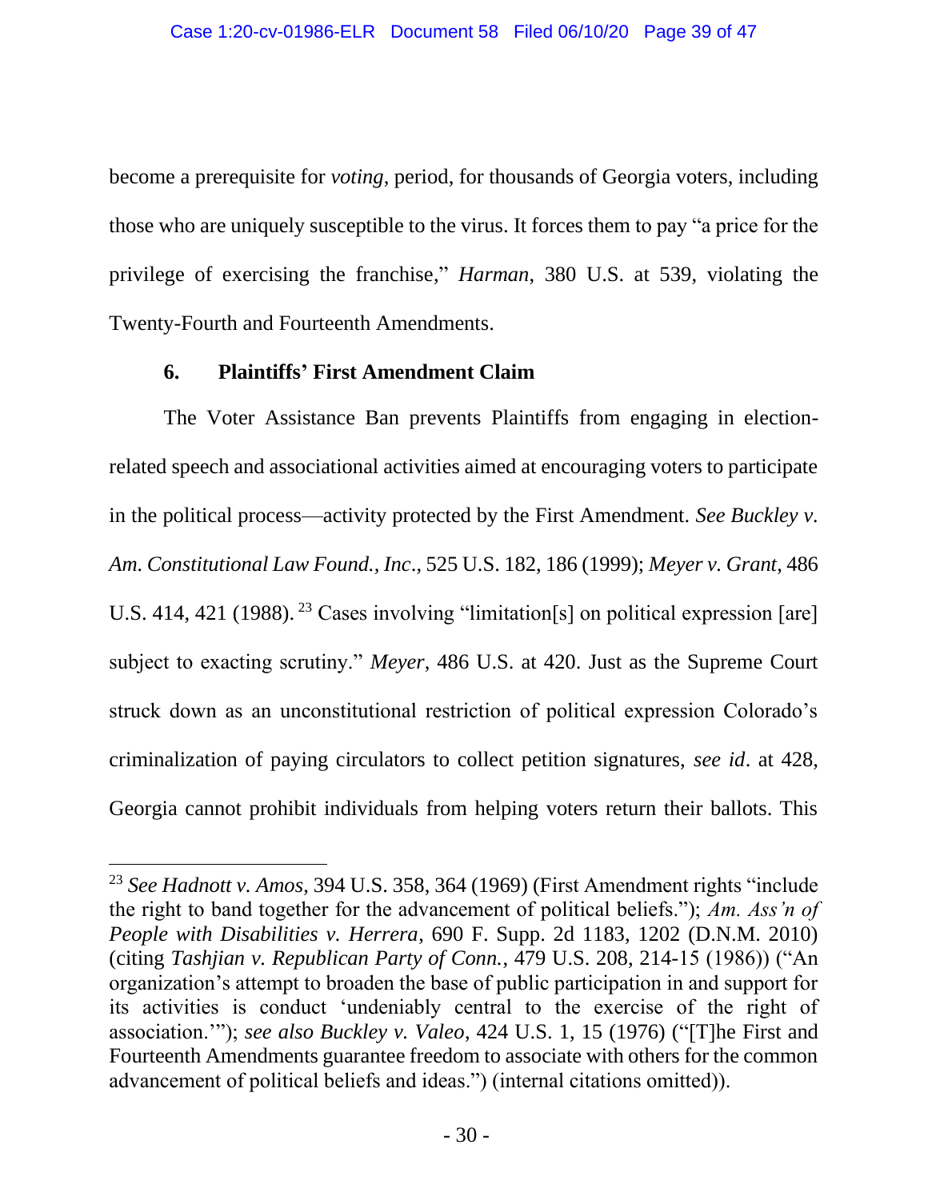become a prerequisite for *voting*, period, for thousands of Georgia voters, including those who are uniquely susceptible to the virus. It forces them to pay "a price for the privilege of exercising the franchise," *Harman*, 380 U.S. at 539, violating the Twenty-Fourth and Fourteenth Amendments.

### 6. Plaintiffs' First Amendment Claim

The Voter Assistance Ban prevents Plaintiffs from engaging in election-related speech and associational activities aimed at encouraging voters to participate in the political process—activity protected by the First Amendment. *See Buckley v. Am. Constitutional Law Found., Inc*., 525 U.S. 182, 186 (1999); *Meyer v. Grant*, 486 U.S. 414, 421 (1988).[23] Cases involving "limitation[s] on political expression [are] subject to exacting scrutiny." *Meyer*, 486 U.S. at 420. Just as the Supreme Court struck down as an unconstitutional restriction of political expression Colorado's criminalization of paying circulators to collect petition signatures, *see id*. at 428, Georgia cannot prohibit individuals from helping voters return their ballots. This

---

[23] *See Hadnott v. Amos*, 394 U.S. 358, 364 (1969) (First Amendment rights "include the right to band together for the advancement of political beliefs."); *Am. Ass'n of People with Disabilities v. Herrera*, 690 F. Supp. 2d 1183, 1202 (D.N.M. 2010) (citing *Tashjian v. Republican Party of Conn.*, 479 U.S. 208, 214-15 (1986)) ("An organization's attempt to broaden the base of public participation in and support for its activities is conduct 'undeniably central to the exercise of the right of association.'"); *see also Buckley v. Valeo*, 424 U.S. 1, 15 (1976) ("[T]he First and Fourteenth Amendments guarantee freedom to associate with others for the common advancement of political beliefs and ideas.") (internal citations omitted)).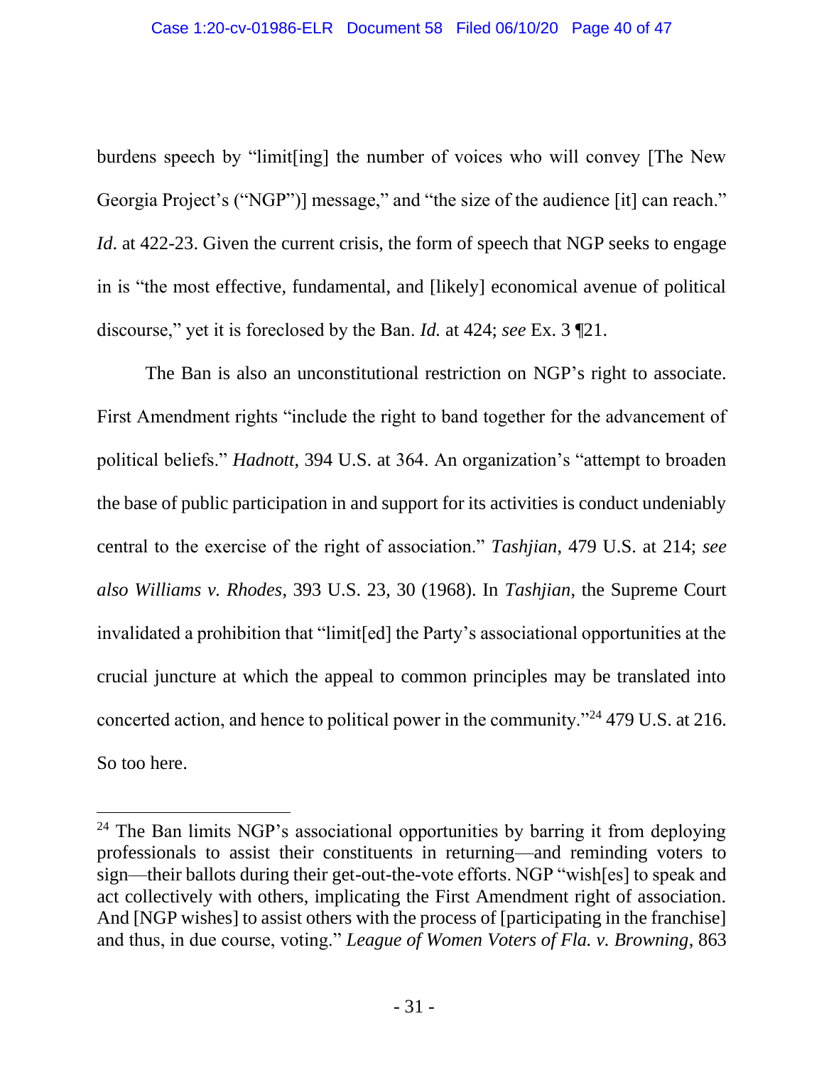burdens speech by "limit[ing] the number of voices who will convey [The New Georgia Project's ("NGP")] message," and "the size of the audience [it] can reach." *Id.* at 422-23. Given the current crisis, the form of speech that NGP seeks to engage in is "the most effective, fundamental, and [likely] economical avenue of political discourse," yet it is foreclosed by the Ban. *Id.* at 424; *see* Ex. 3 ¶21.

The Ban is also an unconstitutional restriction on NGP's right to associate. First Amendment rights "include the right to band together for the advancement of political beliefs." *Hadnott*, 394 U.S. at 364. An organization's "attempt to broaden the base of public participation in and support for its activities is conduct undeniably central to the exercise of the right of association." *Tashjian*, 479 U.S. at 214; *see also Williams v. Rhodes*, 393 U.S. 23, 30 (1968). In *Tashjian*, the Supreme Court invalidated a prohibition that "limit[ed] the Party's associational opportunities at the crucial juncture at which the appeal to common principles may be translated into concerted action, and hence to political power in the community."[24] 479 U.S. at 216. So too here.

---

[24] The Ban limits NGP's associational opportunities by barring it from deploying professionals to assist their constituents in returning—and reminding voters to sign—their ballots during their get-out-the-vote efforts. NGP "wish[es] to speak and act collectively with others, implicating the First Amendment right of association. And [NGP wishes] to assist others with the process of [participating in the franchise] and thus, in due course, voting." *League of Women Voters of Fla. v. Browning*, 863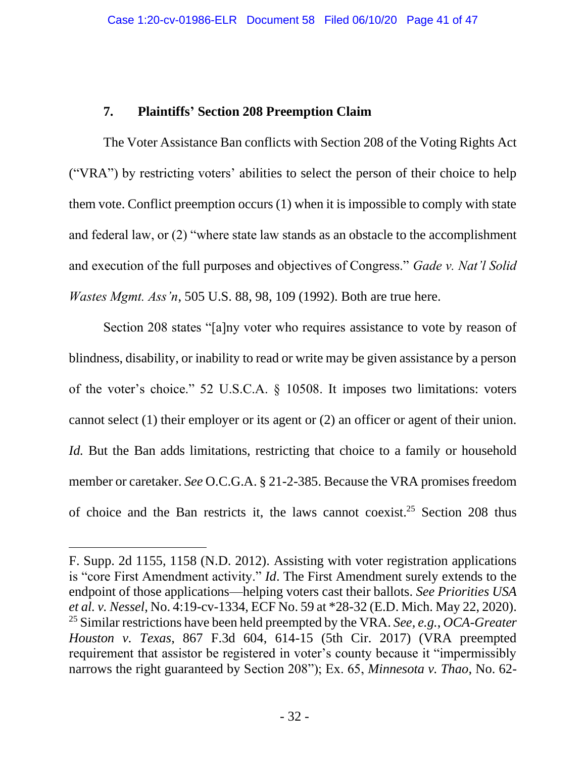### 7. Plaintiffs' Section 208 Preemption Claim

The Voter Assistance Ban conflicts with Section 208 of the Voting Rights Act ("VRA") by restricting voters' abilities to select the person of their choice to help them vote. Conflict preemption occurs (1) when it is impossible to comply with state and federal law, or (2) "where state law stands as an obstacle to the accomplishment and execution of the full purposes and objectives of Congress." *Gade v. Nat'l Solid Wastes Mgmt. Ass'n*, 505 U.S. 88, 98, 109 (1992). Both are true here.

Section 208 states "[a]ny voter who requires assistance to vote by reason of blindness, disability, or inability to read or write may be given assistance by a person of the voter's choice." 52 U.S.C.A. § 10508. It imposes two limitations: voters cannot select (1) their employer or its agent or (2) an officer or agent of their union. *Id.* But the Ban adds limitations, restricting that choice to a family or household member or caretaker. *See* O.C.G.A. § 21-2-385. Because the VRA promises freedom of choice and the Ban restricts it, the laws cannot coexist.[25] Section 208 thus

---

F. Supp. 2d 1155, 1158 (N.D. 2012). Assisting with voter registration applications is "core First Amendment activity." *Id*. The First Amendment surely extends to the endpoint of those applications—helping voters cast their ballots. *See Priorities USA et al. v. Nessel*, No. 4:19-cv-1334, ECF No. 59 at *28-32 (E.D. Mich. May 22, 2020).

[25] Similar restrictions have been held preempted by the VRA. *See, e.g.*, *OCA-Greater Houston v. Texas*, 867 F.3d 604, 614-15 (5th Cir. 2017) (VRA preempted requirement that assistor be registered in voter's county because it "impermissibly narrows the right guaranteed by Section 208"); Ex. 65, *Minnesota v. Thao*, No. 62-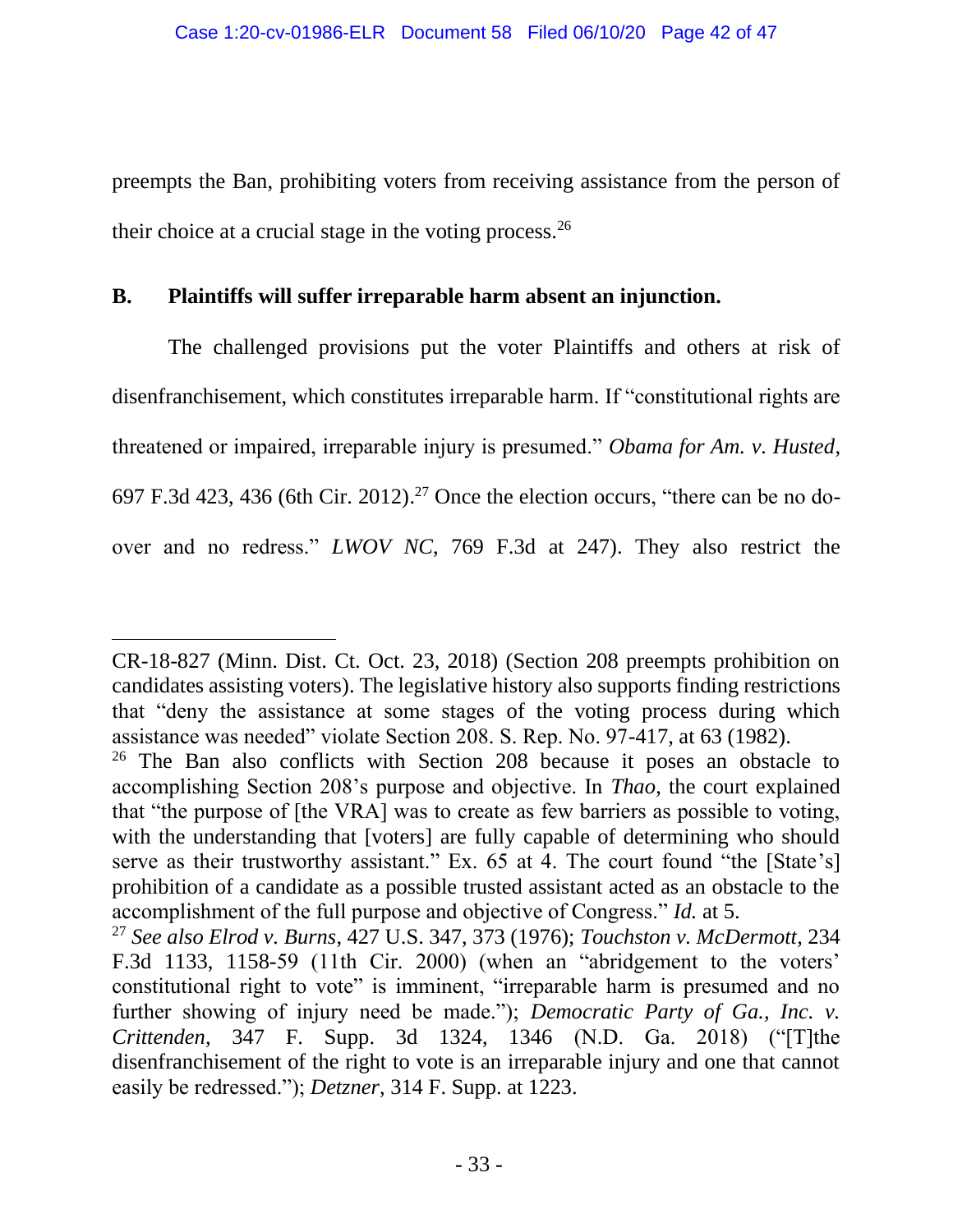preempts the Ban, prohibiting voters from receiving assistance from the person of their choice at a crucial stage in the voting process.[26]

### B. Plaintiffs will suffer irreparable harm absent an injunction.

The challenged provisions put the voter Plaintiffs and others at risk of disenfranchisement, which constitutes irreparable harm. If "constitutional rights are threatened or impaired, irreparable injury is presumed." *Obama for Am. v. Husted*, 697 F.3d 423, 436 (6th Cir. 2012).[27] Once the election occurs, "there can be no do-over and no redress." *LWOV NC*, 769 F.3d at 247). They also restrict the

---

CR-18-827 (Minn. Dist. Ct. Oct. 23, 2018) (Section 208 preempts prohibition on candidates assisting voters). The legislative history also supports finding restrictions that "deny the assistance at some stages of the voting process during which assistance was needed" violate Section 208. S. Rep. No. 97-417, at 63 (1982).

[26] The Ban also conflicts with Section 208 because it poses an obstacle to accomplishing Section 208's purpose and objective. In *Thao*, the court explained that "the purpose of [the VRA] was to create as few barriers as possible to voting, with the understanding that [voters] are fully capable of determining who should serve as their trustworthy assistant." Ex. 65 at 4. The court found "the [State's] prohibition of a candidate as a possible trusted assistant acted as an obstacle to the accomplishment of the full purpose and objective of Congress." *Id.* at 5.

[27] *See also Elrod v. Burns*, 427 U.S. 347, 373 (1976); *Touchston v. McDermott*, 234 F.3d 1133, 1158-59 (11th Cir. 2000) (when an "abridgement to the voters' constitutional right to vote" is imminent, "irreparable harm is presumed and no further showing of injury need be made."); *Democratic Party of Ga., Inc. v. Crittenden*, 347 F. Supp. 3d 1324, 1346 (N.D. Ga. 2018) ("[T]the disenfranchisement of the right to vote is an irreparable injury and one that cannot easily be redressed."); *Detzner*, 314 F. Supp. at 1223.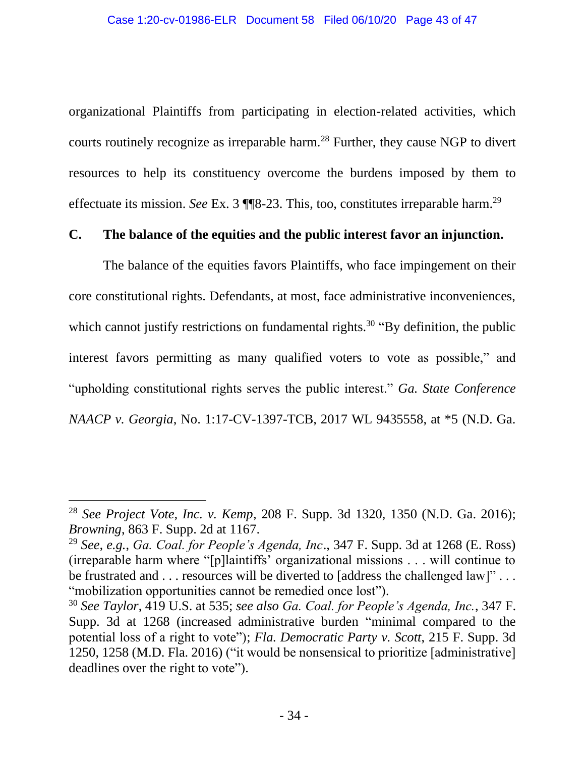organizational Plaintiffs from participating in election-related activities, which courts routinely recognize as irreparable harm.[28] Further, they cause NGP to divert resources to help its constituency overcome the burdens imposed by them to effectuate its mission. *See* Ex. 3 ¶¶8-23. This, too, constitutes irreparable harm.[29]

### C. The balance of the equities and the public interest favor an injunction.

The balance of the equities favors Plaintiffs, who face impingement on their core constitutional rights. Defendants, at most, face administrative inconveniences, which cannot justify restrictions on fundamental rights.[30] "By definition, the public interest favors permitting as many qualified voters to vote as possible," and "upholding constitutional rights serves the public interest." *Ga. State Conference NAACP v. Georgia*, No. 1:17-CV-1397-TCB, 2017 WL 9435558, at *5 (N.D. Ga.

---

[28] *See Project Vote, Inc. v. Kemp*, 208 F. Supp. 3d 1320, 1350 (N.D. Ga. 2016); *Browning*, 863 F. Supp. 2d at 1167.

[29] *See, e.g.*, *Ga. Coal. for People's Agenda, Inc*., 347 F. Supp. 3d at 1268 (E. Ross) (irreparable harm where "[p]laintiffs' organizational missions . . . will continue to be frustrated and . . . resources will be diverted to [address the challenged law]" . . . "mobilization opportunities cannot be remedied once lost").

[30] *See Taylor*, 419 U.S. at 535; *see also Ga. Coal. for People's Agenda, Inc.*, 347 F. Supp. 3d at 1268 (increased administrative burden "minimal compared to the potential loss of a right to vote"); *Fla. Democratic Party v. Scott*, 215 F. Supp. 3d 1250, 1258 (M.D. Fla. 2016) ("it would be nonsensical to prioritize [administrative] deadlines over the right to vote").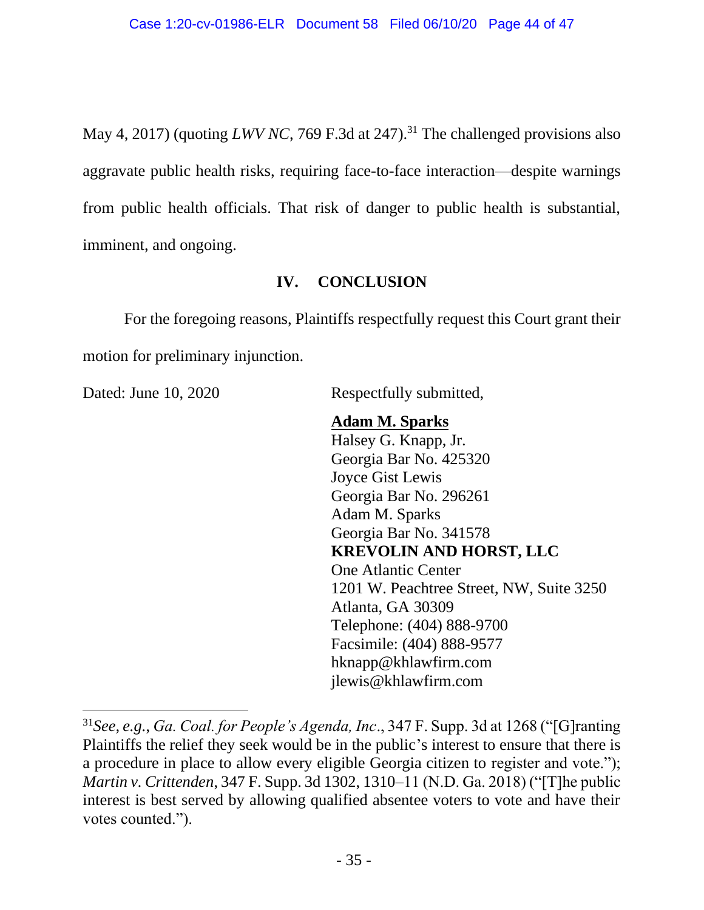May 4, 2017) (quoting *LWV NC*, 769 F.3d at 247).[31] The challenged provisions also aggravate public health risks, requiring face-to-face interaction—despite warnings from public health officials. That risk of danger to public health is substantial, imminent, and ongoing.

## IV. CONCLUSION

For the foregoing reasons, Plaintiffs respectfully request this Court grant their motion for preliminary injunction.

Dated: June 10, 2020

Respectfully submitted,

**Adam M. Sparks**
Halsey G. Knapp, Jr.
Georgia Bar No. 425320
Joyce Gist Lewis
Georgia Bar No. 296261
Adam M. Sparks
Georgia Bar No. 341578
**KREVOLIN AND HORST, LLC**
One Atlantic Center
1201 W. Peachtree Street, NW, Suite 3250
Atlanta, GA 30309
Telephone: (404) 888-9700
Facsimile: (404) 888-9577
hknapp@khlawfirm.com
jlewis@khlawfirm.com

---

[31] *See, e.g.*, *Ga. Coal. for People's Agenda, Inc*., 347 F. Supp. 3d at 1268 ("[G]ranting Plaintiffs the relief they seek would be in the public's interest to ensure that there is a procedure in place to allow every eligible Georgia citizen to register and vote."); *Martin v. Crittenden*, 347 F. Supp. 3d 1302, 1310–11 (N.D. Ga. 2018) ("[T]he public interest is best served by allowing qualified absentee voters to vote and have their votes counted.").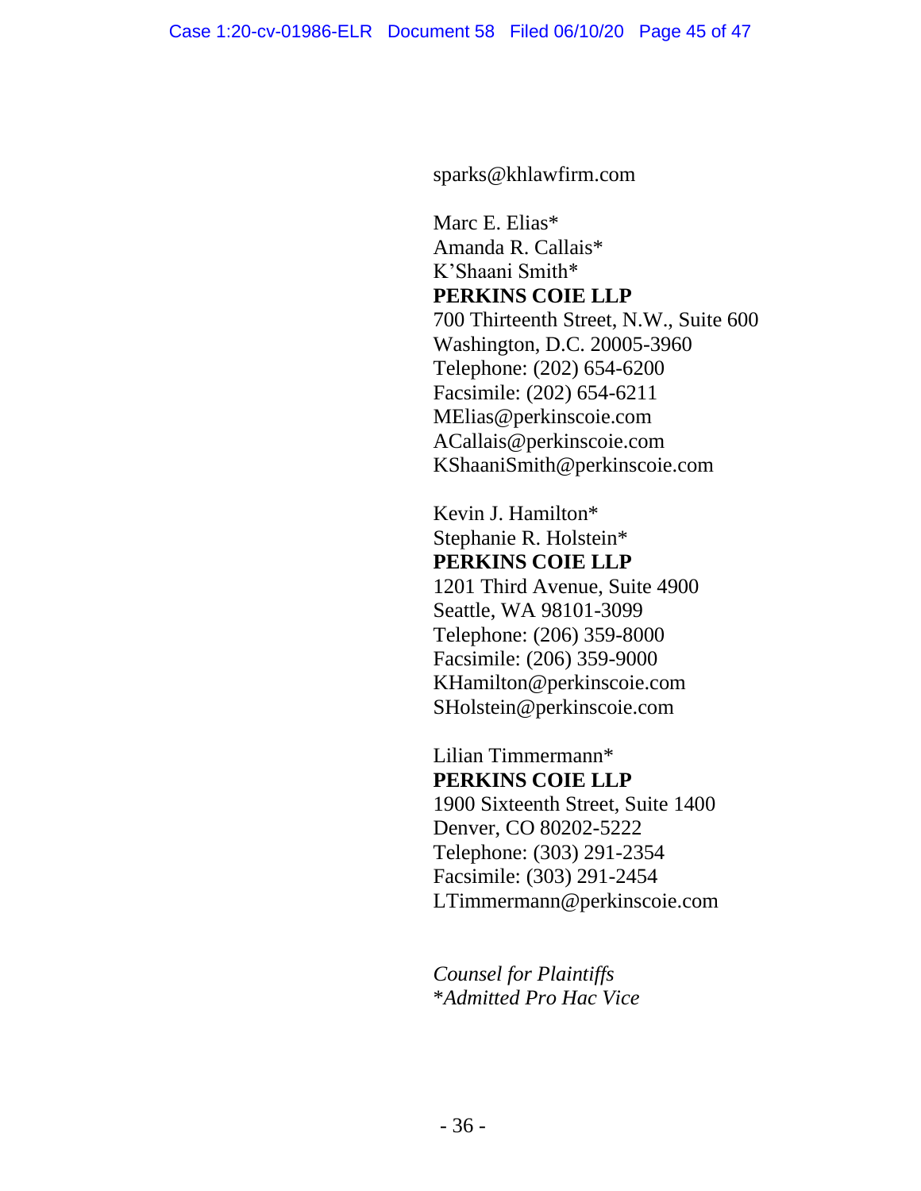sparks@khlawfirm.com

Marc E. Elias*
Amanda R. Callais*
K'Shaani Smith*
**PERKINS COIE LLP**
700 Thirteenth Street, N.W., Suite 600
Washington, D.C. 20005-3960
Telephone: (202) 654-6200
Facsimile: (202) 654-6211
MElias@perkinscoie.com
ACallais@perkinscoie.com
KShaaniSmith@perkinscoie.com

Kevin J. Hamilton*
Stephanie R. Holstein*
**PERKINS COIE LLP**
1201 Third Avenue, Suite 4900
Seattle, WA 98101-3099
Telephone: (206) 359-8000
Facsimile: (206) 359-9000
KHamilton@perkinscoie.com
SHolstein@perkinscoie.com

Lilian Timmermann*
**PERKINS COIE LLP**
1900 Sixteenth Street, Suite 1400
Denver, CO 80202-5222
Telephone: (303) 291-2354
Facsimile: (303) 291-2454
LTimmermann@perkinscoie.com

*Counsel for Plaintiffs*
*\*Admitted Pro Hac Vice*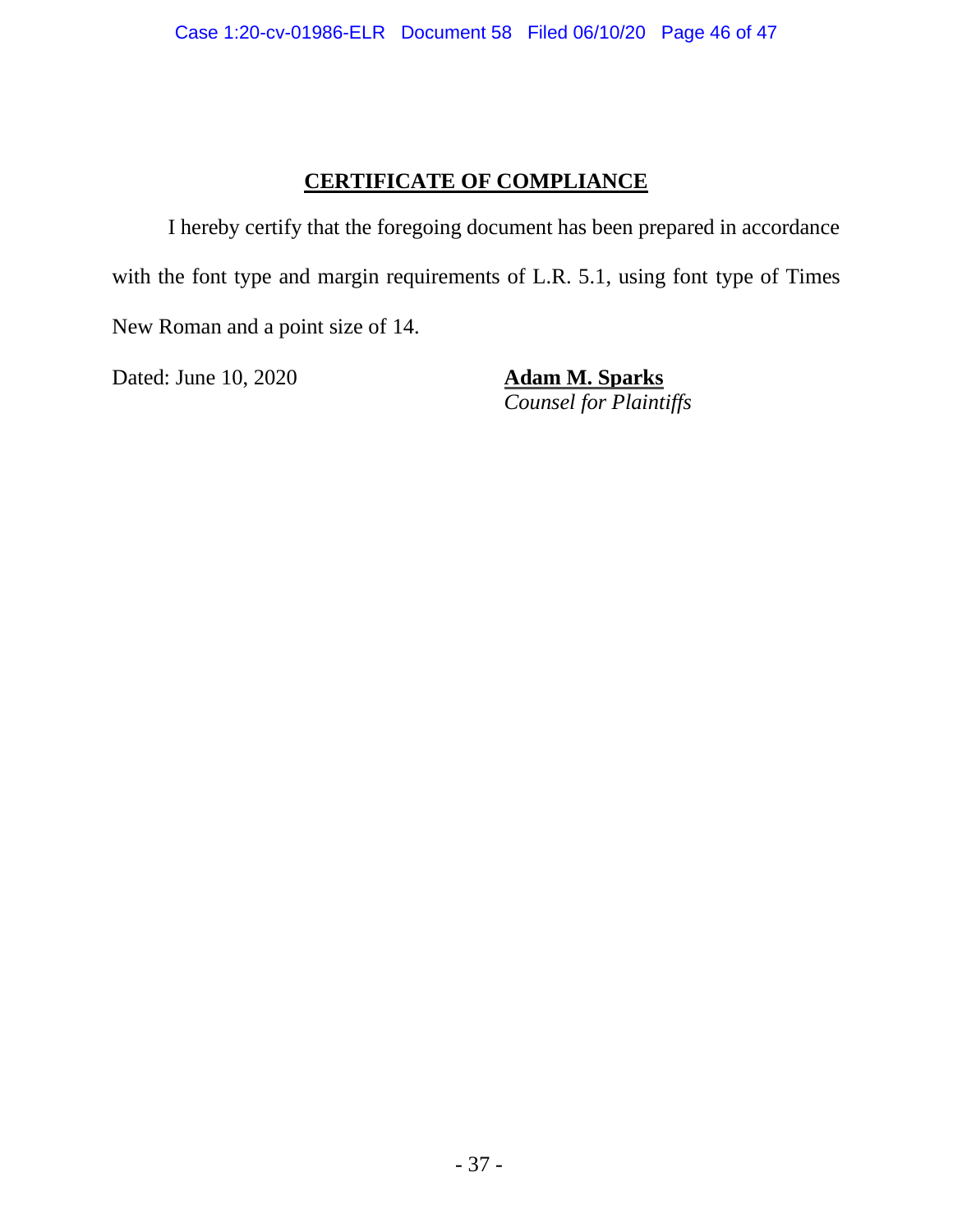## CERTIFICATE OF COMPLIANCE

I hereby certify that the foregoing document has been prepared in accordance with the font type and margin requirements of L.R. 5.1, using font type of Times New Roman and a point size of 14.

Dated: June 10, 2020

**Adam M. Sparks**
*Counsel for Plaintiffs*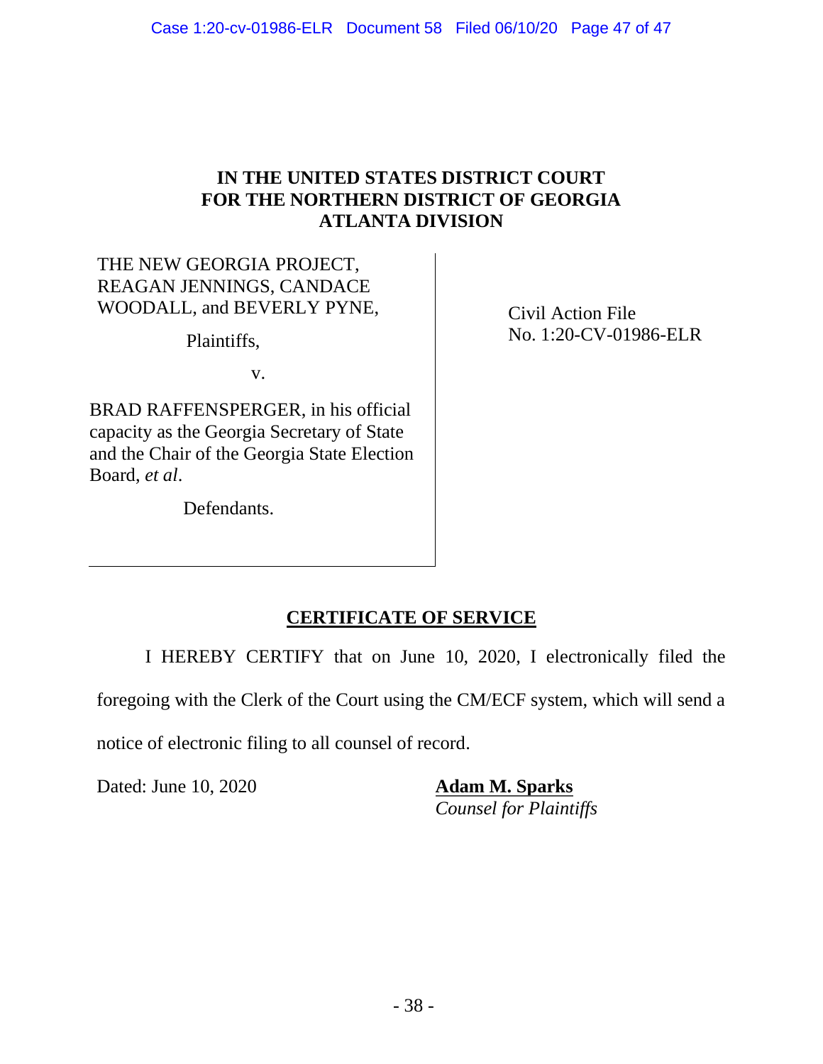**IN THE UNITED STATES DISTRICT COURT**
**FOR THE NORTHERN DISTRICT OF GEORGIA**
**ATLANTA DIVISION**

THE NEW GEORGIA PROJECT, REAGAN JENNINGS, CANDACE WOODALL, and BEVERLY PYNE,

Plaintiffs,

v.

BRAD RAFFENSPERGER, in his official capacity as the Georgia Secretary of State and the Chair of the Georgia State Election Board, *et al*.

Defendants.

Civil Action File
No. 1:20-CV-01986-ELR

## CERTIFICATE OF SERVICE

I HEREBY CERTIFY that on June 10, 2020, I electronically filed the foregoing with the Clerk of the Court using the CM/ECF system, which will send a notice of electronic filing to all counsel of record.

Dated: June 10, 2020

**Adam M. Sparks**
*Counsel for Plaintiffs*